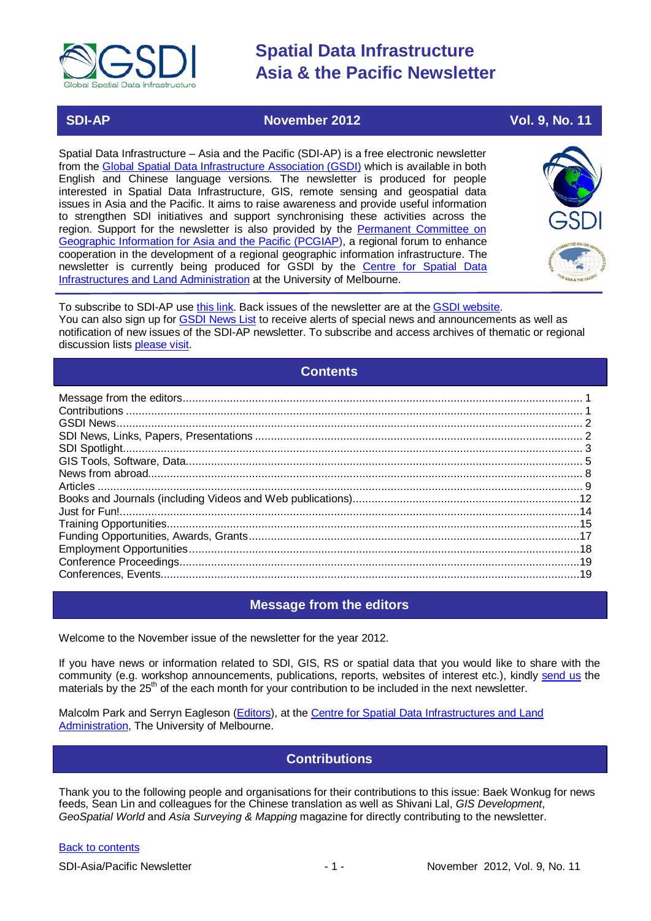# Spatial Data Infrastructure Asia & the Pacific Newsletter

**SDI-AP** | **November 2012** | **Vol. 9, No. 11**

Spatial Data Infrastructure – Asia and the Pacific (SDI-AP) is a free electronic newsletter from the Global Spatial Data Infrastructure Association (GSDI) which is available in both English and Chinese language versions. The newsletter is produced for people interested in Spatial Data Infrastructure, GIS, remote sensing and geospatial data issues in Asia and the Pacific. It aims to raise awareness and provide useful information to strengthen SDI initiatives and support synchronising these activities across the region. Support for the newsletter is also provided by the Permanent Committee on Geographic Information for Asia and the Pacific (PCGIAP), a regional forum to enhance cooperation in the development of a regional geographic information infrastructure. The newsletter is currently being produced for GSDI by the Centre for Spatial Data Infrastructures and Land Administration at the University of Melbourne.

To subscribe to SDI-AP use this link. Back issues of the newsletter are at the GSDI website. You can also sign up for GSDI News List to receive alerts of special news and announcements as well as notification of new issues of the SDI-AP newsletter. To subscribe and access archives of thematic or regional discussion lists please visit.

## Contents

- Message from the editors ... 1
- Contributions ... 1
- GSDI News ... 2
- SDI News, Links, Papers, Presentations ... 2
- SDI Spotlight ... 3
- GIS Tools, Software, Data ... 5
- News from abroad ... 8
- Articles ... 9
- Books and Journals (including Videos and Web publications) ... 12
- Just for Fun! ... 14
- Training Opportunities ... 15
- Funding Opportunities, Awards, Grants ... 17
- Employment Opportunities ... 18
- Conference Proceedings ... 19
- Conferences, Events ... 19

## Message from the editors

Welcome to the November issue of the newsletter for the year 2012.

If you have news or information related to SDI, GIS, RS or spatial data that you would like to share with the community (e.g. workshop announcements, publications, reports, websites of interest etc.), kindly send us the materials by the 25th of the each month for your contribution to be included in the next newsletter.

Malcolm Park and Serryn Eagleson (Editors), at the Centre for Spatial Data Infrastructures and Land Administration, The University of Melbourne.

## Contributions

Thank you to the following people and organisations for their contributions to this issue: Baek Wonkug for news feeds, Sean Lin and colleagues for the Chinese translation as well as Shivani Lal, *GIS Development*, *GeoSpatial World* and *Asia Surveying & Mapping* magazine for directly contributing to the newsletter.

Back to contents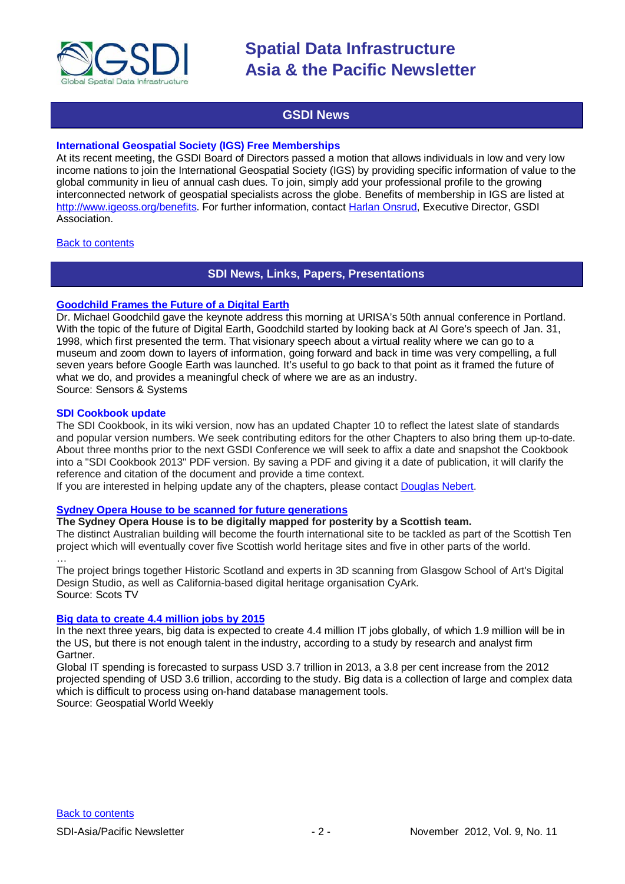## GSDI News

### International Geospatial Society (IGS) Free Memberships

At its recent meeting, the GSDI Board of Directors passed a motion that allows individuals in low and very low income nations to join the International Geospatial Society (IGS) by providing specific information of value to the global community in lieu of annual cash dues. To join, simply add your professional profile to the growing interconnected network of geospatial specialists across the globe. Benefits of membership in IGS are listed at http://www.igeoss.org/benefits. For further information, contact Harlan Onsrud, Executive Director, GSDI Association.

Back to contents

## SDI News, Links, Papers, Presentations

### Goodchild Frames the Future of a Digital Earth

Dr. Michael Goodchild gave the keynote address this morning at URISA's 50th annual conference in Portland. With the topic of the future of Digital Earth, Goodchild started by looking back at Al Gore's speech of Jan. 31, 1998, which first presented the term. That visionary speech about a virtual reality where we can go to a museum and zoom down to layers of information, going forward and back in time was very compelling, a full seven years before Google Earth was launched. It's useful to go back to that point as it framed the future of what we do, and provides a meaningful check of where we are as an industry.
Source: Sensors & Systems

### SDI Cookbook update

The SDI Cookbook, in its wiki version, now has an updated Chapter 10 to reflect the latest slate of standards and popular version numbers. We seek contributing editors for the other Chapters to also bring them up-to-date. About three months prior to the next GSDI Conference we will seek to affix a date and snapshot the Cookbook into a "SDI Cookbook 2013" PDF version. By saving a PDF and giving it a date of publication, it will clarify the reference and citation of the document and provide a time context.
If you are interested in helping update any of the chapters, please contact Douglas Nebert.

### Sydney Opera House to be scanned for future generations

**The Sydney Opera House is to be digitally mapped for posterity by a Scottish team.**
The distinct Australian building will become the fourth international site to be tackled as part of the Scottish Ten project which will eventually cover five Scottish world heritage sites and five in other parts of the world.
…
The project brings together Historic Scotland and experts in 3D scanning from Glasgow School of Art's Digital Design Studio, as well as California-based digital heritage organisation CyArk.
Source: Scots TV

### Big data to create 4.4 million jobs by 2015

In the next three years, big data is expected to create 4.4 million IT jobs globally, of which 1.9 million will be in the US, but there is not enough talent in the industry, according to a study by research and analyst firm Gartner.
Global IT spending is forecasted to surpass USD 3.7 trillion in 2013, a 3.8 per cent increase from the 2012 projected spending of USD 3.6 trillion, according to the study. Big data is a collection of large and complex data which is difficult to process using on-hand database management tools.
Source: Geospatial World Weekly

Back to contents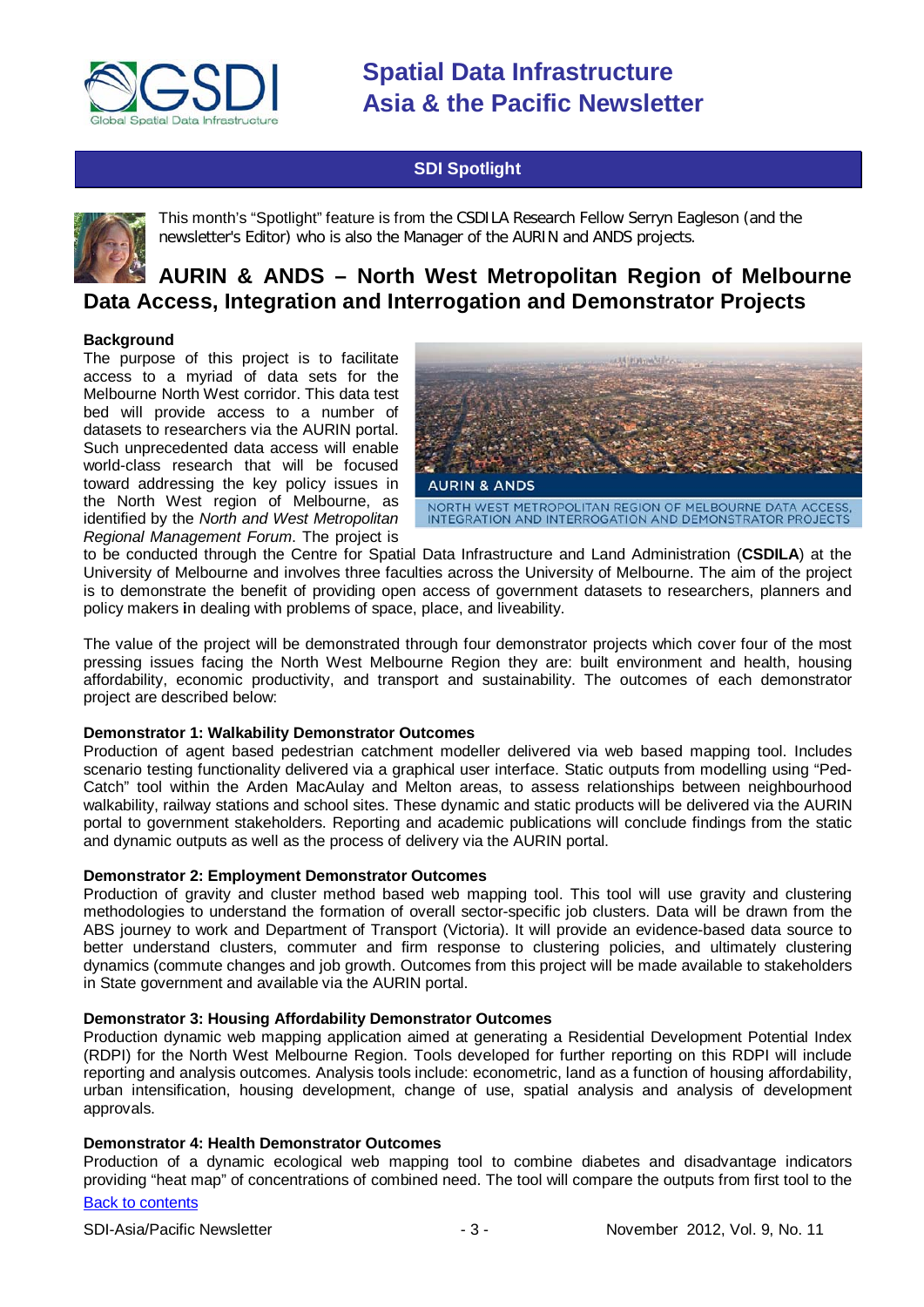## SDI Spotlight

This month's "Spotlight" feature is from the CSDILA Research Fellow Serryn Eagleson (and the newsletter's Editor) who is also the Manager of the AURIN and ANDS projects.

# AURIN & ANDS – North West Metropolitan Region of Melbourne Data Access, Integration and Interrogation and Demonstrator Projects

**Background**

The purpose of this project is to facilitate access to a myriad of data sets for the Melbourne North West corridor. This data test bed will provide access to a number of datasets to researchers via the AURIN portal. Such unprecedented data access will enable world-class research that will be focused toward addressing the key policy issues in the North West region of Melbourne, as identified by the *North and West Metropolitan Regional Management Forum*. The project is to be conducted through the Centre for Spatial Data Infrastructure and Land Administration (**CSDILA**) at the University of Melbourne and involves three faculties across the University of Melbourne. The aim of the project is to demonstrate the benefit of providing open access of government datasets to researchers, planners and policy makers in dealing with problems of space, place, and liveability.

AURIN & ANDS

NORTH WEST METROPOLITAN REGION OF MELBOURNE DATA ACCESS, INTEGRATION AND INTERROGATION AND DEMONSTRATOR PROJECTS

The value of the project will be demonstrated through four demonstrator projects which cover four of the most pressing issues facing the North West Melbourne Region they are: built environment and health, housing affordability, economic productivity, and transport and sustainability. The outcomes of each demonstrator project are described below:

**Demonstrator 1: Walkability Demonstrator Outcomes**

Production of agent based pedestrian catchment modeller delivered via web based mapping tool. Includes scenario testing functionality delivered via a graphical user interface. Static outputs from modelling using "Ped-Catch" tool within the Arden MacAulay and Melton areas, to assess relationships between neighbourhood walkability, railway stations and school sites. These dynamic and static products will be delivered via the AURIN portal to government stakeholders. Reporting and academic publications will conclude findings from the static and dynamic outputs as well as the process of delivery via the AURIN portal.

**Demonstrator 2: Employment Demonstrator Outcomes**

Production of gravity and cluster method based web mapping tool. This tool will use gravity and clustering methodologies to understand the formation of overall sector-specific job clusters. Data will be drawn from the ABS journey to work and Department of Transport (Victoria). It will provide an evidence-based data source to better understand clusters, commuter and firm response to clustering policies, and ultimately clustering dynamics (commute changes and job growth. Outcomes from this project will be made available to stakeholders in State government and available via the AURIN portal.

**Demonstrator 3: Housing Affordability Demonstrator Outcomes**

Production dynamic web mapping application aimed at generating a Residential Development Potential Index (RDPI) for the North West Melbourne Region. Tools developed for further reporting on this RDPI will include reporting and analysis outcomes. Analysis tools include: econometric, land as a function of housing affordability, urban intensification, housing development, change of use, spatial analysis and analysis of development approvals.

**Demonstrator 4: Health Demonstrator Outcomes**

Production of a dynamic ecological web mapping tool to combine diabetes and disadvantage indicators providing "heat map" of concentrations of combined need. The tool will compare the outputs from first tool to the

Back to contents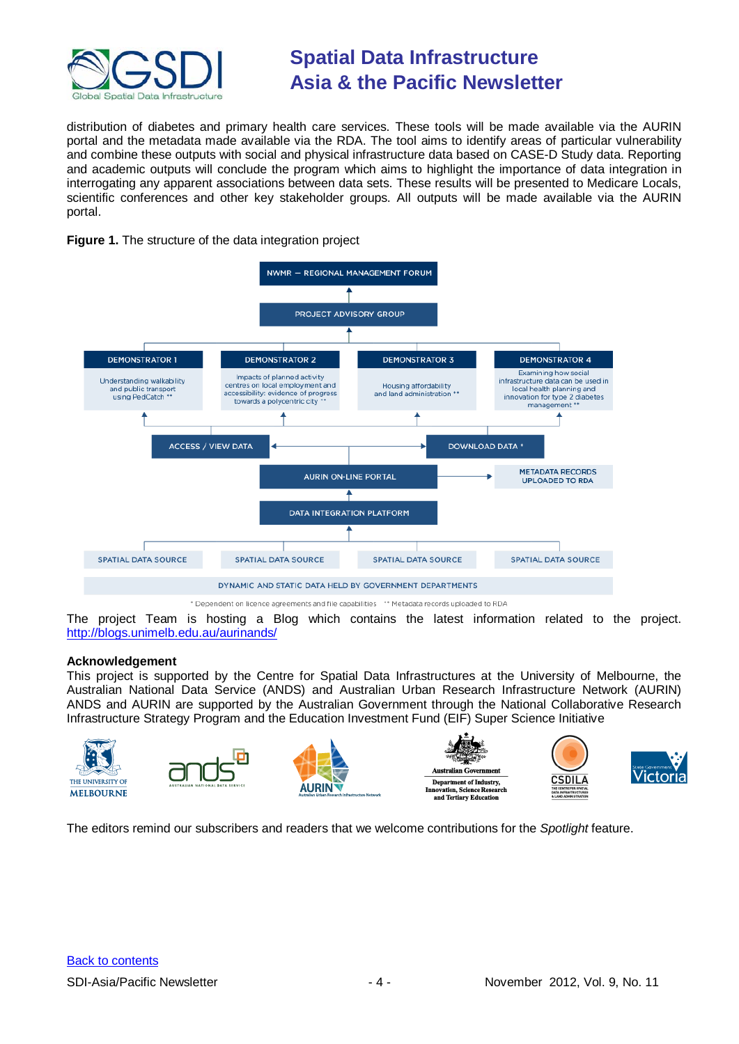distribution of diabetes and primary health care services. These tools will be made available via the AURIN portal and the metadata made available via the RDA. The tool aims to identify areas of particular vulnerability and combine these outputs with social and physical infrastructure data based on CASE-D Study data. Reporting and academic outputs will conclude the program which aims to highlight the importance of data integration in interrogating any apparent associations between data sets. These results will be presented to Medicare Locals, scientific conferences and other key stakeholder groups. All outputs will be made available via the AURIN portal.

**Figure 1.** The structure of the data integration project

NWMR – REGIONAL MANAGEMENT FORUM

PROJECT ADVISORY GROUP

DEMONSTRATOR 1: Understanding walkability and public transport using PedCatch **

DEMONSTRATOR 2: Impacts of planned activity centres on local employment and accessibility: evidence of progress towards a polycentric city **

DEMONSTRATOR 3: Housing affordability and land administration **

DEMONSTRATOR 4: Examining how social infrastructure data can be used in local health planning and innovation for type 2 diabetes management **

ACCESS / VIEW DATA — DOWNLOAD DATA *

AURIN ON-LINE PORTAL — METADATA RECORDS UPLOADED TO RDA

DATA INTEGRATION PLATFORM

SPATIAL DATA SOURCE | SPATIAL DATA SOURCE | SPATIAL DATA SOURCE | SPATIAL DATA SOURCE

DYNAMIC AND STATIC DATA HELD BY GOVERNMENT DEPARTMENTS

* Dependent on licence agreements and file capabilities ** Metadata records uploaded to RDA

The project Team is hosting a Blog which contains the latest information related to the project. http://blogs.unimelb.edu.au/aurinands/

**Acknowledgement**

This project is supported by the Centre for Spatial Data Infrastructures at the University of Melbourne, the Australian National Data Service (ANDS) and Australian Urban Research Infrastructure Network (AURIN) ANDS and AURIN are supported by the Australian Government through the National Collaborative Research Infrastructure Strategy Program and the Education Investment Fund (EIF) Super Science Initiative

The editors remind our subscribers and readers that we welcome contributions for the *Spotlight* feature.

Back to contents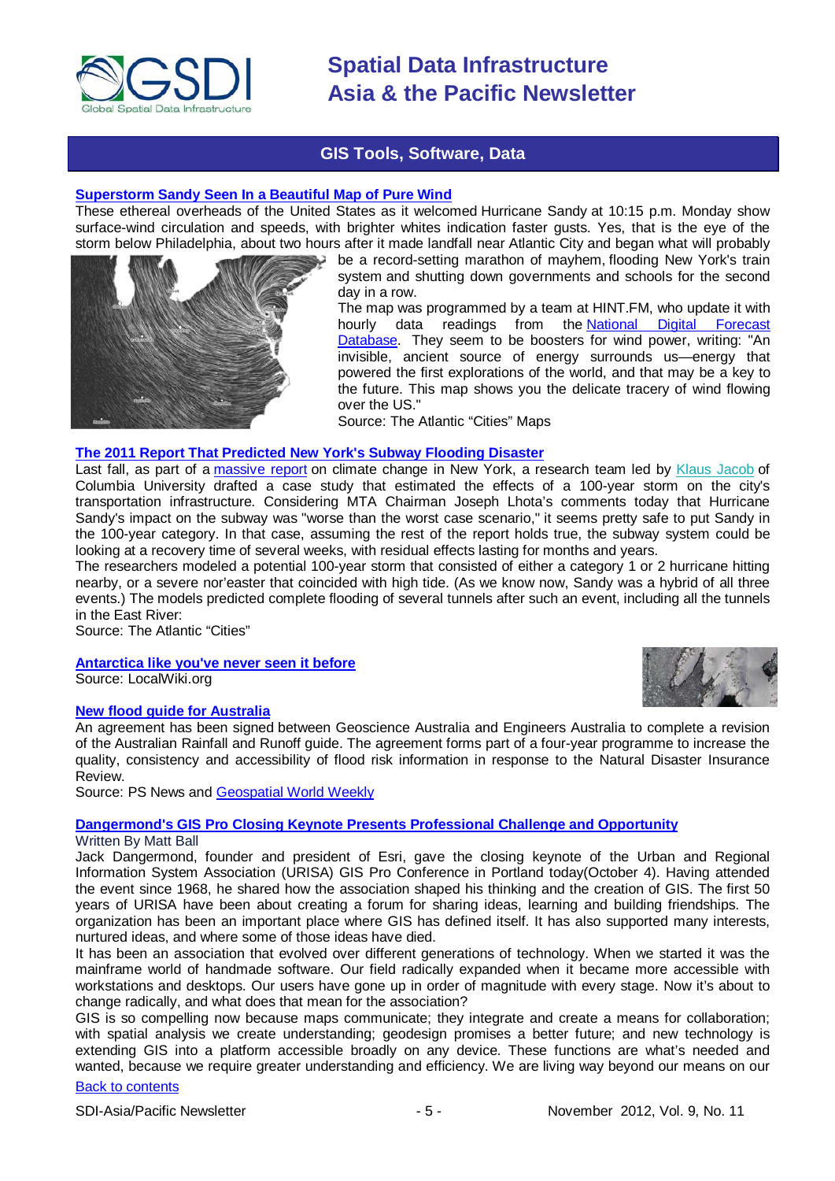## GIS Tools, Software, Data

### [Superstorm Sandy Seen In a Beautiful Map of Pure Wind](#)

These ethereal overheads of the United States as it welcomed Hurricane Sandy at 10:15 p.m. Monday show surface-wind circulation and speeds, with brighter whites indication faster gusts. Yes, that is the eye of the storm below Philadelphia, about two hours after it made landfall near Atlantic City and began what will probably be a record-setting marathon of mayhem, flooding New York's train system and shutting down governments and schools for the second day in a row.

The map was programmed by a team at HINT.FM, who update it with hourly data readings from the National Digital Forecast Database. They seem to be boosters for wind power, writing: "An invisible, ancient source of energy surrounds us—energy that powered the first explorations of the world, and that may be a key to the future. This map shows you the delicate tracery of wind flowing over the US."

Source: The Atlantic "Cities" Maps

### [The 2011 Report That Predicted New York's Subway Flooding Disaster](#)

Last fall, as part of a massive report on climate change in New York, a research team led by Klaus Jacob of Columbia University drafted a case study that estimated the effects of a 100-year storm on the city's transportation infrastructure. Considering MTA Chairman Joseph Lhota's comments today that Hurricane Sandy's impact on the subway was "worse than the worst case scenario," it seems pretty safe to put Sandy in the 100-year category. In that case, assuming the rest of the report holds true, the subway system could be looking at a recovery time of several weeks, with residual effects lasting for months and years.

The researchers modeled a potential 100-year storm that consisted of either a category 1 or 2 hurricane hitting nearby, or a severe nor'easter that coincided with high tide. (As we know now, Sandy was a hybrid of all three events.) The models predicted complete flooding of several tunnels after such an event, including all the tunnels in the East River:

Source: The Atlantic "Cities"

### [Antarctica like you've never seen it before](#)

Source: LocalWiki.org

### [New flood guide for Australia](#)

An agreement has been signed between Geoscience Australia and Engineers Australia to complete a revision of the Australian Rainfall and Runoff guide. The agreement forms part of a four-year programme to increase the quality, consistency and accessibility of flood risk information in response to the Natural Disaster Insurance Review.

Source: PS News and Geospatial World Weekly

### [Dangermond's GIS Pro Closing Keynote Presents Professional Challenge and Opportunity](#)

Written By Matt Ball

Jack Dangermond, founder and president of Esri, gave the closing keynote of the Urban and Regional Information System Association (URISA) GIS Pro Conference in Portland today(October 4). Having attended the event since 1968, he shared how the association shaped his thinking and the creation of GIS. The first 50 years of URISA have been about creating a forum for sharing ideas, learning and building friendships. The organization has been an important place where GIS has defined itself. It has also supported many interests, nurtured ideas, and where some of those ideas have died.

It has been an association that evolved over different generations of technology. When we started it was the mainframe world of handmade software. Our field radically expanded when it became more accessible with workstations and desktops. Our users have gone up in order of magnitude with every stage. Now it's about to change radically, and what does that mean for the association?

GIS is so compelling now because maps communicate; they integrate and create a means for collaboration; with spatial analysis we create understanding; geodesign promises a better future; and new technology is extending GIS into a platform accessible broadly on any device. These functions are what's needed and wanted, because we require greater understanding and efficiency. We are living way beyond our means on our

[Back to contents](#)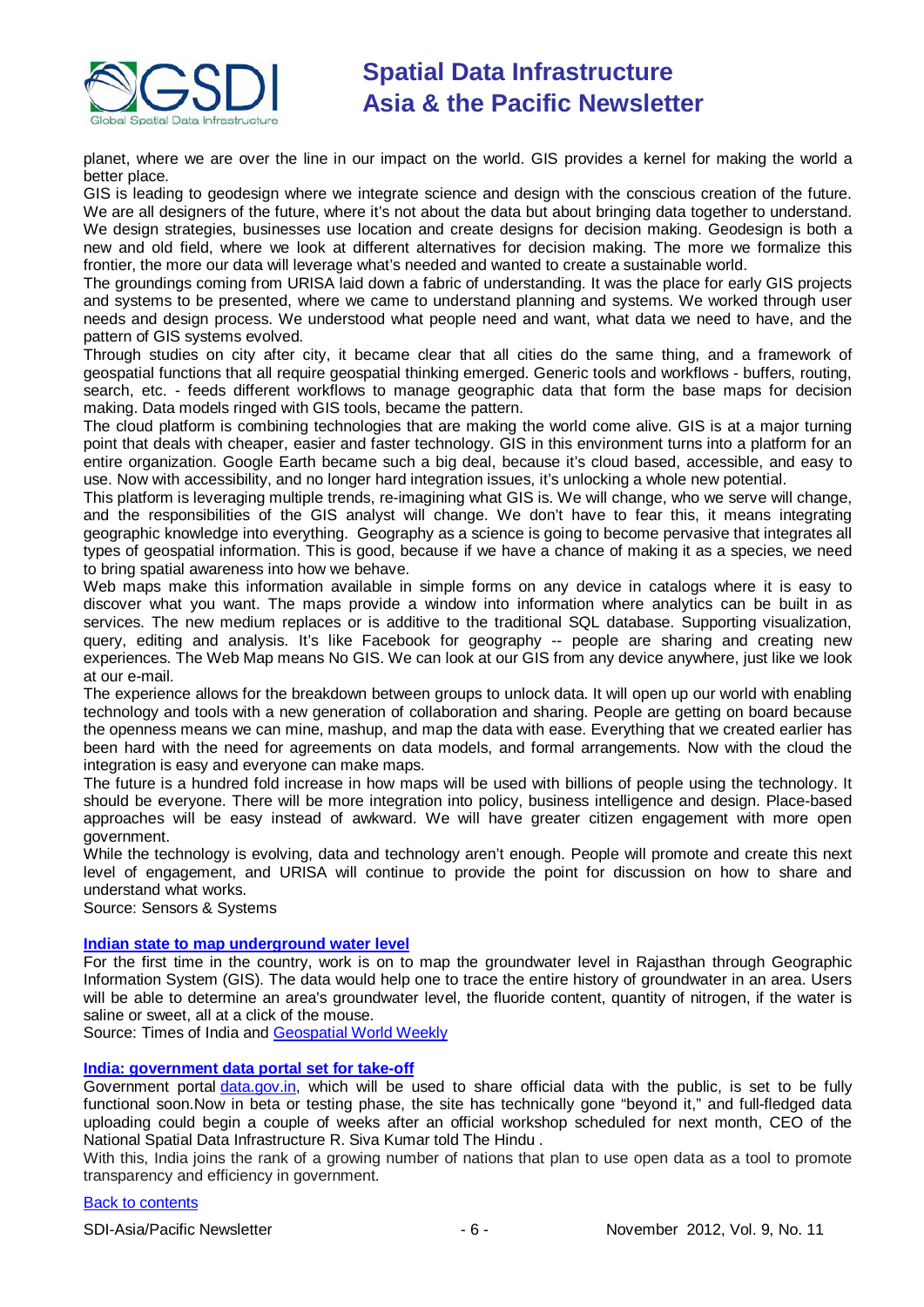planet, where we are over the line in our impact on the world. GIS provides a kernel for making the world a better place.

GIS is leading to geodesign where we integrate science and design with the conscious creation of the future. We are all designers of the future, where it's not about the data but about bringing data together to understand. We design strategies, businesses use location and create designs for decision making. Geodesign is both a new and old field, where we look at different alternatives for decision making. The more we formalize this frontier, the more our data will leverage what's needed and wanted to create a sustainable world.

The groundings coming from URISA laid down a fabric of understanding. It was the place for early GIS projects and systems to be presented, where we came to understand planning and systems. We worked through user needs and design process. We understood what people need and want, what data we need to have, and the pattern of GIS systems evolved.

Through studies on city after city, it became clear that all cities do the same thing, and a framework of geospatial functions that all require geospatial thinking emerged. Generic tools and workflows - buffers, routing, search, etc. - feeds different workflows to manage geographic data that form the base maps for decision making. Data models ringed with GIS tools, became the pattern.

The cloud platform is combining technologies that are making the world come alive. GIS is at a major turning point that deals with cheaper, easier and faster technology. GIS in this environment turns into a platform for an entire organization. Google Earth became such a big deal, because it's cloud based, accessible, and easy to use. Now with accessibility, and no longer hard integration issues, it's unlocking a whole new potential.

This platform is leveraging multiple trends, re-imagining what GIS is. We will change, who we serve will change, and the responsibilities of the GIS analyst will change. We don't have to fear this, it means integrating geographic knowledge into everything. Geography as a science is going to become pervasive that integrates all types of geospatial information. This is good, because if we have a chance of making it as a species, we need to bring spatial awareness into how we behave.

Web maps make this information available in simple forms on any device in catalogs where it is easy to discover what you want. The maps provide a window into information where analytics can be built in as services. The new medium replaces or is additive to the traditional SQL database. Supporting visualization, query, editing and analysis. It's like Facebook for geography -- people are sharing and creating new experiences. The Web Map means No GIS. We can look at our GIS from any device anywhere, just like we look at our e-mail.

The experience allows for the breakdown between groups to unlock data. It will open up our world with enabling technology and tools with a new generation of collaboration and sharing. People are getting on board because the openness means we can mine, mashup, and map the data with ease. Everything that we created earlier has been hard with the need for agreements on data models, and formal arrangements. Now with the cloud the integration is easy and everyone can make maps.

The future is a hundred fold increase in how maps will be used with billions of people using the technology. It should be everyone. There will be more integration into policy, business intelligence and design. Place-based approaches will be easy instead of awkward. We will have greater citizen engagement with more open government.

While the technology is evolving, data and technology aren't enough. People will promote and create this next level of engagement, and URISA will continue to provide the point for discussion on how to share and understand what works.

Source: Sensors & Systems

### Indian state to map underground water level

For the first time in the country, work is on to map the groundwater level in Rajasthan through Geographic Information System (GIS). The data would help one to trace the entire history of groundwater in an area. Users will be able to determine an area's groundwater level, the fluoride content, quantity of nitrogen, if the water is saline or sweet, all at a click of the mouse.

Source: Times of India and Geospatial World Weekly

### India: government data portal set for take-off

Government portal data.gov.in, which will be used to share official data with the public, is set to be fully functional soon.Now in beta or testing phase, the site has technically gone "beyond it," and full-fledged data uploading could begin a couple of weeks after an official workshop scheduled for next month, CEO of the National Spatial Data Infrastructure R. Siva Kumar told The Hindu .

With this, India joins the rank of a growing number of nations that plan to use open data as a tool to promote transparency and efficiency in government.

Back to contents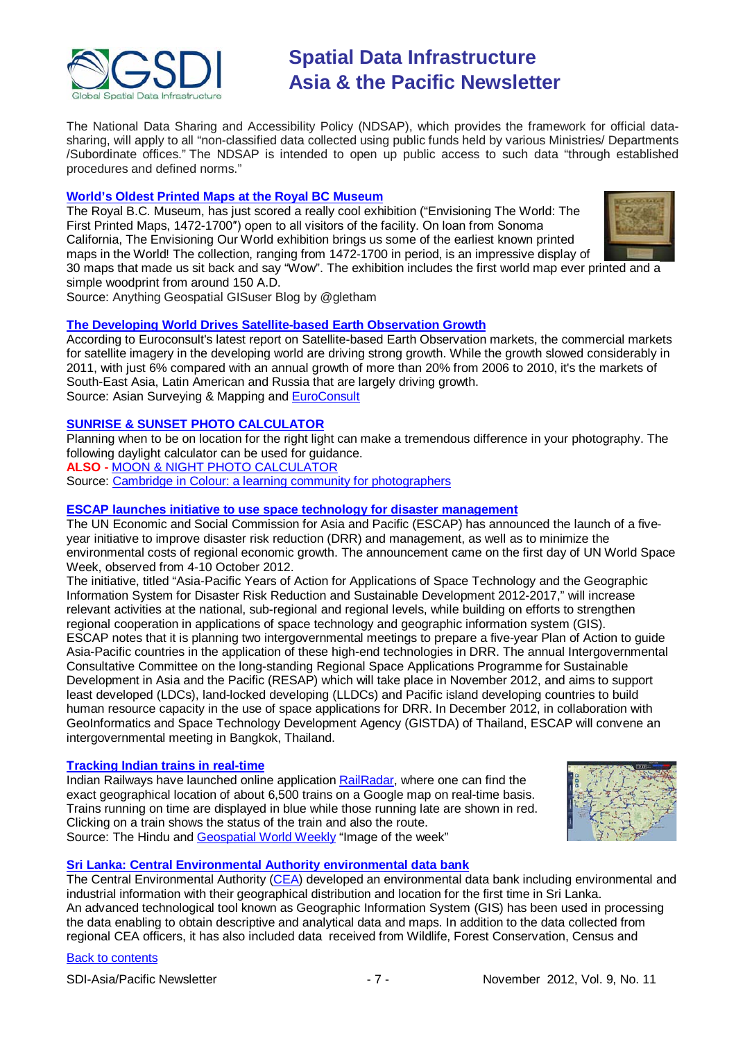The National Data Sharing and Accessibility Policy (NDSAP), which provides the framework for official data-sharing, will apply to all "non-classified data collected using public funds held by various Ministries/ Departments /Subordinate offices." The NDSAP is intended to open up public access to such data "through established procedures and defined norms."

### World's Oldest Printed Maps at the Royal BC Museum

The Royal B.C. Museum, has just scored a really cool exhibition ("Envisioning The World: The First Printed Maps, 1472-1700″) open to all visitors of the facility. On loan from Sonoma California, The Envisioning Our World exhibition brings us some of the earliest known printed maps in the World! The collection, ranging from 1472-1700 in period, is an impressive display of 30 maps that made us sit back and say "Wow". The exhibition includes the first world map ever printed and a simple woodprint from around 150 A.D.

Source: Anything Geospatial GISuser Blog by @gletham

### The Developing World Drives Satellite-based Earth Observation Growth

According to Euroconsult's latest report on Satellite-based Earth Observation markets, the commercial markets for satellite imagery in the developing world are driving strong growth. While the growth slowed considerably in 2011, with just 6% compared with an annual growth of more than 20% from 2006 to 2010, it's the markets of South-East Asia, Latin American and Russia that are largely driving growth.

Source: Asian Surveying & Mapping and EuroConsult

### SUNRISE & SUNSET PHOTO CALCULATOR

Planning when to be on location for the right light can make a tremendous difference in your photography. The following daylight calculator can be used for guidance.

**ALSO -** MOON & NIGHT PHOTO CALCULATOR

Source: Cambridge in Colour: a learning community for photographers

### ESCAP launches initiative to use space technology for disaster management

The UN Economic and Social Commission for Asia and Pacific (ESCAP) has announced the launch of a five-year initiative to improve disaster risk reduction (DRR) and management, as well as to minimize the environmental costs of regional economic growth. The announcement came on the first day of UN World Space Week, observed from 4-10 October 2012.

The initiative, titled "Asia-Pacific Years of Action for Applications of Space Technology and the Geographic Information System for Disaster Risk Reduction and Sustainable Development 2012-2017," will increase relevant activities at the national, sub-regional and regional levels, while building on efforts to strengthen regional cooperation in applications of space technology and geographic information system (GIS).

ESCAP notes that it is planning two intergovernmental meetings to prepare a five-year Plan of Action to guide Asia-Pacific countries in the application of these high-end technologies in DRR. The annual Intergovernmental Consultative Committee on the long-standing Regional Space Applications Programme for Sustainable Development in Asia and the Pacific (RESAP) which will take place in November 2012, and aims to support least developed (LDCs), land-locked developing (LLDCs) and Pacific island developing countries to build human resource capacity in the use of space applications for DRR. In December 2012, in collaboration with GeoInformatics and Space Technology Development Agency (GISTDA) of Thailand, ESCAP will convene an intergovernmental meeting in Bangkok, Thailand.

### Tracking Indian trains in real-time

Indian Railways have launched online application RailRadar, where one can find the exact geographical location of about 6,500 trains on a Google map on real-time basis. Trains running on time are displayed in blue while those running late are shown in red. Clicking on a train shows the status of the train and also the route.

Source: The Hindu and Geospatial World Weekly "Image of the week"

### Sri Lanka: Central Environmental Authority environmental data bank

The Central Environmental Authority (CEA) developed an environmental data bank including environmental and industrial information with their geographical distribution and location for the first time in Sri Lanka.

An advanced technological tool known as Geographic Information System (GIS) has been used in processing the data enabling to obtain descriptive and analytical data and maps. In addition to the data collected from regional CEA officers, it has also included data received from Wildlife, Forest Conservation, Census and

Back to contents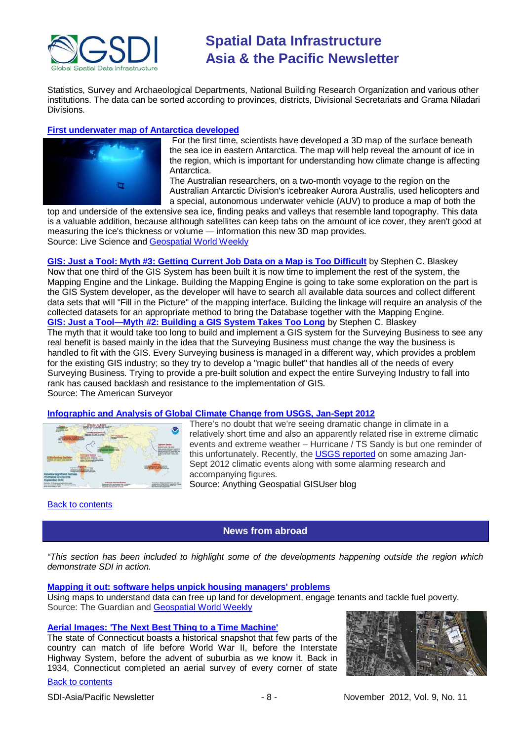Statistics, Survey and Archaeological Departments, National Building Research Organization and various other institutions. The data can be sorted according to provinces, districts, Divisional Secretariats and Grama Niladari Divisions.

**First underwater map of Antarctica developed**

For the first time, scientists have developed a 3D map of the surface beneath the sea ice in eastern Antarctica. The map will help reveal the amount of ice in the region, which is important for understanding how climate change is affecting Antarctica.

The Australian researchers, on a two-month voyage to the region on the Australian Antarctic Division's icebreaker Aurora Australis, used helicopters and a special, autonomous underwater vehicle (AUV) to produce a map of both the top and underside of the extensive sea ice, finding peaks and valleys that resemble land topography. This data is a valuable addition, because although satellites can keep tabs on the amount of ice cover, they aren't good at measuring the ice's thickness or volume — information this new 3D map provides.

Source: Live Science and Geospatial World Weekly

**GIS: Just a Tool: Myth #3: Getting Current Job Data on a Map is Too Difficult** by Stephen C. Blaskey

Now that one third of the GIS System has been built it is now time to implement the rest of the system, the Mapping Engine and the Linkage. Building the Mapping Engine is going to take some exploration on the part is the GIS System developer, as the developer will have to search all available data sources and collect different data sets that will "Fill in the Picture" of the mapping interface. Building the linkage will require an analysis of the collected datasets for an appropriate method to bring the Database together with the Mapping Engine.

**GIS: Just a Tool—Myth #2: Building a GIS System Takes Too Long** by Stephen C. Blaskey

The myth that it would take too long to build and implement a GIS system for the Surveying Business to see any real benefit is based mainly in the idea that the Surveying Business must change the way the business is handled to fit with the GIS. Every Surveying business is managed in a different way, which provides a problem for the existing GIS industry; so they try to develop a "magic bullet" that handles all of the needs of every Surveying Business. Trying to provide a pre-built solution and expect the entire Surveying Industry to fall into rank has caused backlash and resistance to the implementation of GIS.

Source: The American Surveyor

**Infographic and Analysis of Global Climate Change from USGS, Jan-Sept 2012**

There's no doubt that we're seeing dramatic change in climate in a relatively short time and also an apparently related rise in extreme climatic events and extreme weather – Hurricane / TS Sandy is but one reminder of this unfortunately. Recently, the USGS reported on some amazing Jan-Sept 2012 climatic events along with some alarming research and accompanying figures.

Source: Anything Geospatial GISUser blog

Back to contents

## News from abroad

*"This section has been included to highlight some of the developments happening outside the region which demonstrate SDI in action.*

**Mapping it out: software helps unpick housing managers' problems**

Using maps to understand data can free up land for development, engage tenants and tackle fuel poverty.

Source: The Guardian and Geospatial World Weekly

**Aerial Images: 'The Next Best Thing to a Time Machine'**

The state of Connecticut boasts a historical snapshot that few parts of the country can match of life before World War II, before the Interstate Highway System, before the advent of suburbia as we know it. Back in 1934, Connecticut completed an aerial survey of every corner of state

Back to contents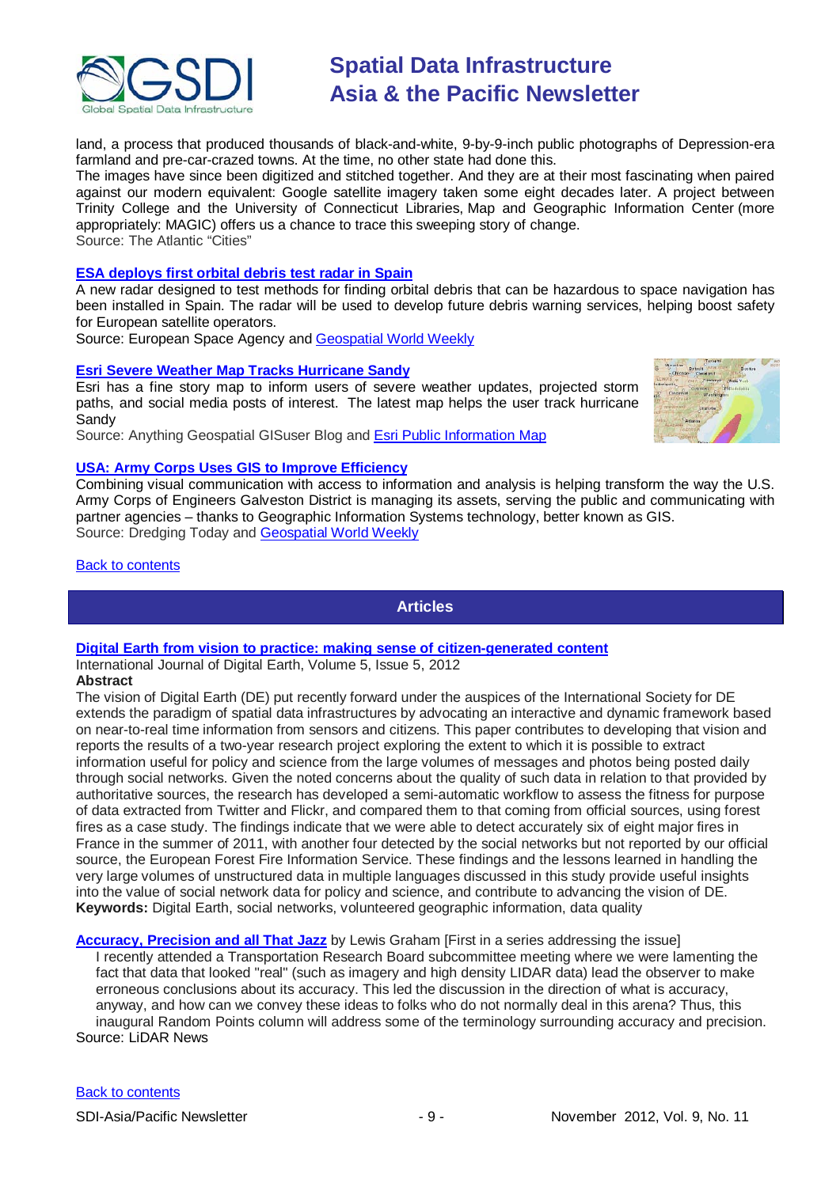land, a process that produced thousands of black-and-white, 9-by-9-inch public photographs of Depression-era farmland and pre-car-crazed towns. At the time, no other state had done this.
The images have since been digitized and stitched together. And they are at their most fascinating when paired against our modern equivalent: Google satellite imagery taken some eight decades later. A project between Trinity College and the University of Connecticut Libraries, Map and Geographic Information Center (more appropriately: MAGIC) offers us a chance to trace this sweeping story of change.
Source: The Atlantic "Cities"

**ESA deploys first orbital debris test radar in Spain**
A new radar designed to test methods for finding orbital debris that can be hazardous to space navigation has been installed in Spain. The radar will be used to develop future debris warning services, helping boost safety for European satellite operators.
Source: European Space Agency and Geospatial World Weekly

**Esri Severe Weather Map Tracks Hurricane Sandy**
Esri has a fine story map to inform users of severe weather updates, projected storm paths, and social media posts of interest. The latest map helps the user track hurricane Sandy
Source: Anything Geospatial GISuser Blog and Esri Public Information Map

**USA: Army Corps Uses GIS to Improve Efficiency**
Combining visual communication with access to information and analysis is helping transform the way the U.S. Army Corps of Engineers Galveston District is managing its assets, serving the public and communicating with partner agencies – thanks to Geographic Information Systems technology, better known as GIS.
Source: Dredging Today and Geospatial World Weekly

Back to contents

## Articles

**Digital Earth from vision to practice: making sense of citizen-generated content**
International Journal of Digital Earth, Volume 5, Issue 5, 2012
**Abstract**
The vision of Digital Earth (DE) put recently forward under the auspices of the International Society for DE extends the paradigm of spatial data infrastructures by advocating an interactive and dynamic framework based on near-to-real time information from sensors and citizens. This paper contributes to developing that vision and reports the results of a two-year research project exploring the extent to which it is possible to extract information useful for policy and science from the large volumes of messages and photos being posted daily through social networks. Given the noted concerns about the quality of such data in relation to that provided by authoritative sources, the research has developed a semi-automatic workflow to assess the fitness for purpose of data extracted from Twitter and Flickr, and compared them to that coming from official sources, using forest fires as a case study. The findings indicate that we were able to detect accurately six of eight major fires in France in the summer of 2011, with another four detected by the social networks but not reported by our official source, the European Forest Fire Information Service. These findings and the lessons learned in handling the very large volumes of unstructured data in multiple languages discussed in this study provide useful insights into the value of social network data for policy and science, and contribute to advancing the vision of DE.
**Keywords:** Digital Earth, social networks, volunteered geographic information, data quality

**Accuracy, Precision and all That Jazz** by Lewis Graham [First in a series addressing the issue]
I recently attended a Transportation Research Board subcommittee meeting where we were lamenting the fact that data that looked "real" (such as imagery and high density LIDAR data) lead the observer to make erroneous conclusions about its accuracy. This led the discussion in the direction of what is accuracy, anyway, and how can we convey these ideas to folks who do not normally deal in this arena? Thus, this inaugural Random Points column will address some of the terminology surrounding accuracy and precision.
Source: LiDAR News

Back to contents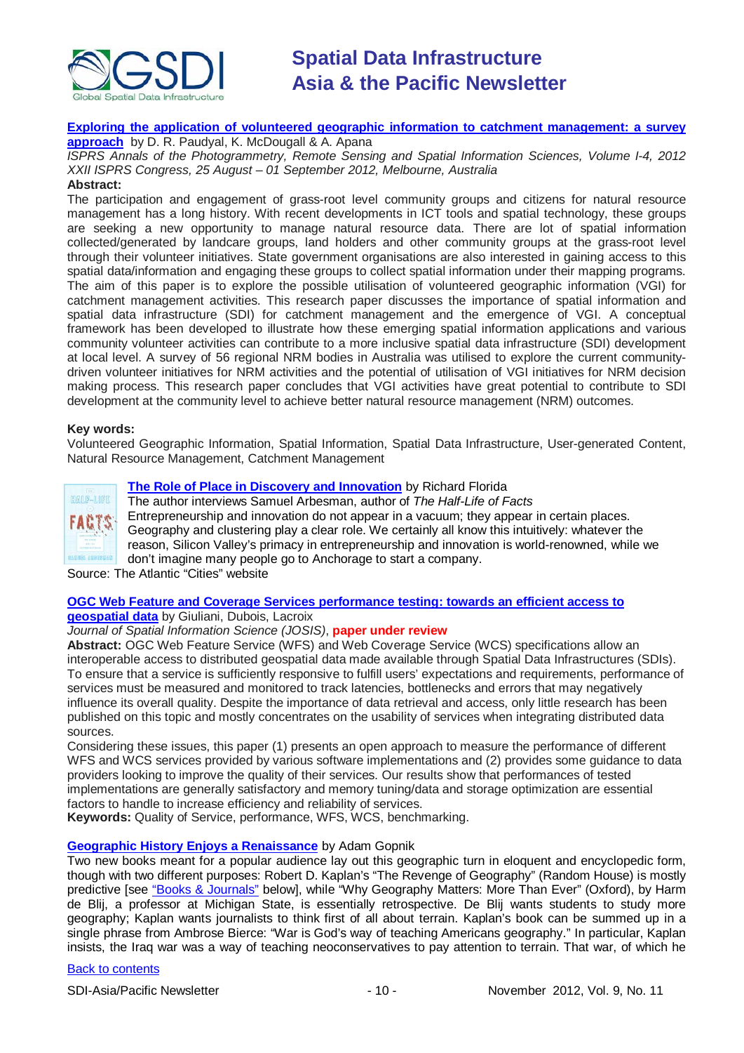**Exploring the application of volunteered geographic information to catchment management: a survey approach** by D. R. Paudyal, K. McDougall & A. Apana

*ISPRS Annals of the Photogrammetry, Remote Sensing and Spatial Information Sciences, Volume I-4, 2012 XXII ISPRS Congress, 25 August – 01 September 2012, Melbourne, Australia*

**Abstract:**

The participation and engagement of grass-root level community groups and citizens for natural resource management has a long history. With recent developments in ICT tools and spatial technology, these groups are seeking a new opportunity to manage natural resource data. There are lot of spatial information collected/generated by landcare groups, land holders and other community groups at the grass-root level through their volunteer initiatives. State government organisations are also interested in gaining access to this spatial data/information and engaging these groups to collect spatial information under their mapping programs. The aim of this paper is to explore the possible utilisation of volunteered geographic information (VGI) for catchment management activities. This research paper discusses the importance of spatial information and spatial data infrastructure (SDI) for catchment management and the emergence of VGI. A conceptual framework has been developed to illustrate how these emerging spatial information applications and various community volunteer activities can contribute to a more inclusive spatial data infrastructure (SDI) development at local level. A survey of 56 regional NRM bodies in Australia was utilised to explore the current community-driven volunteer initiatives for NRM activities and the potential of utilisation of VGI initiatives for NRM decision making process. This research paper concludes that VGI activities have great potential to contribute to SDI development at the community level to achieve better natural resource management (NRM) outcomes.

**Key words:**

Volunteered Geographic Information, Spatial Information, Spatial Data Infrastructure, User-generated Content, Natural Resource Management, Catchment Management

**The Role of Place in Discovery and Innovation** by Richard Florida

The author interviews Samuel Arbesman, author of *The Half-Life of Facts*

Entrepreneurship and innovation do not appear in a vacuum; they appear in certain places. Geography and clustering play a clear role. We certainly all know this intuitively: whatever the reason, Silicon Valley's primacy in entrepreneurship and innovation is world-renowned, while we don't imagine many people go to Anchorage to start a company.

Source: The Atlantic "Cities" website

**OGC Web Feature and Coverage Services performance testing: towards an efficient access to geospatial data** by Giuliani, Dubois, Lacroix

*Journal of Spatial Information Science (JOSIS)*, **paper under review**

**Abstract:** OGC Web Feature Service (WFS) and Web Coverage Service (WCS) specifications allow an interoperable access to distributed geospatial data made available through Spatial Data Infrastructures (SDIs). To ensure that a service is sufficiently responsive to fulfill users' expectations and requirements, performance of services must be measured and monitored to track latencies, bottlenecks and errors that may negatively influence its overall quality. Despite the importance of data retrieval and access, only little research has been published on this topic and mostly concentrates on the usability of services when integrating distributed data sources.

Considering these issues, this paper (1) presents an open approach to measure the performance of different WFS and WCS services provided by various software implementations and (2) provides some guidance to data providers looking to improve the quality of their services. Our results show that performances of tested implementations are generally satisfactory and memory tuning/data and storage optimization are essential factors to handle to increase efficiency and reliability of services.

**Keywords:** Quality of Service, performance, WFS, WCS, benchmarking.

**Geographic History Enjoys a Renaissance** by Adam Gopnik

Two new books meant for a popular audience lay out this geographic turn in eloquent and encyclopedic form, though with two different purposes: Robert D. Kaplan's "The Revenge of Geography" (Random House) is mostly predictive [see "Books & Journals" below], while "Why Geography Matters: More Than Ever" (Oxford), by Harm de Blij, a professor at Michigan State, is essentially retrospective. De Blij wants students to study more geography; Kaplan wants journalists to think first of all about terrain. Kaplan's book can be summed up in a single phrase from Ambrose Bierce: "War is God's way of teaching Americans geography." In particular, Kaplan insists, the Iraq war was a way of teaching neoconservatives to pay attention to terrain. That war, of which he

Back to contents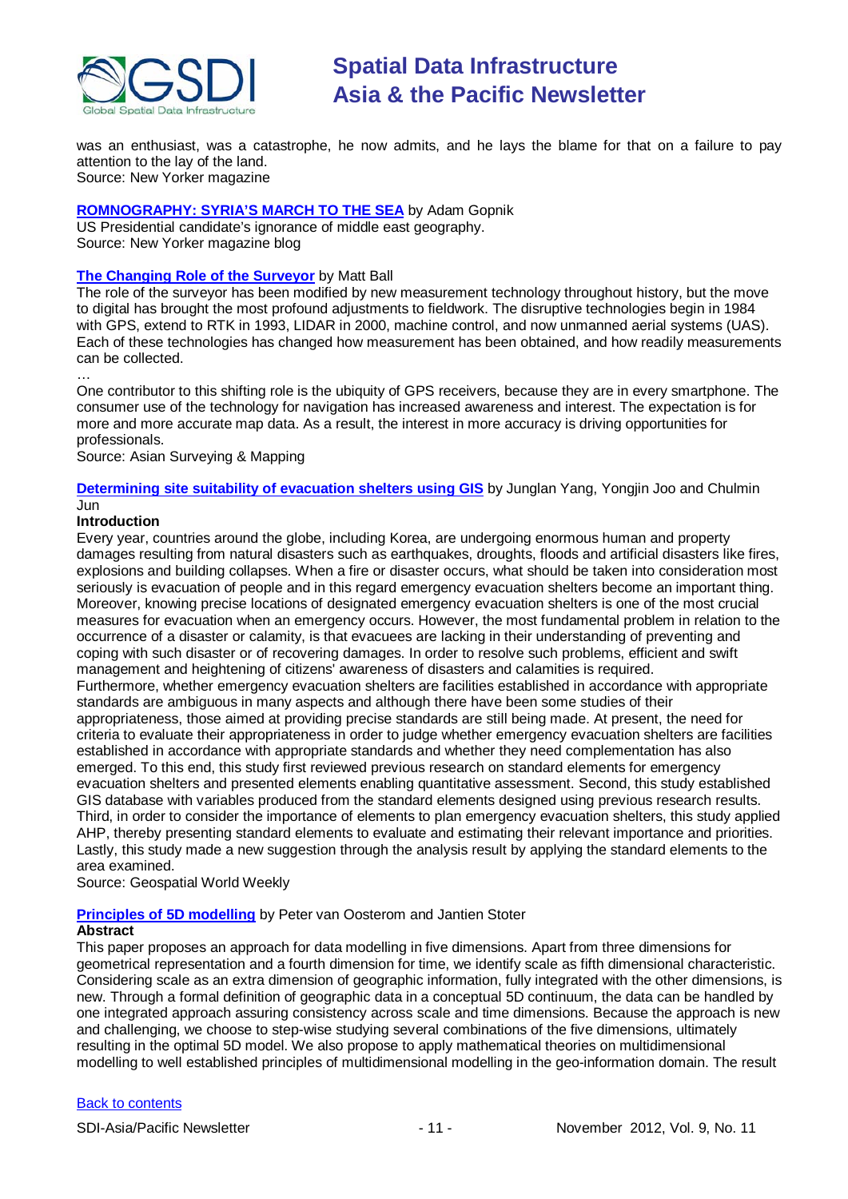was an enthusiast, was a catastrophe, he now admits, and he lays the blame for that on a failure to pay attention to the lay of the land.
Source: New Yorker magazine

**[ROMNOGRAPHY: SYRIA'S MARCH TO THE SEA]()** by Adam Gopnik
US Presidential candidate's ignorance of middle east geography.
Source: New Yorker magazine blog

**[The Changing Role of the Surveyor]()** by Matt Ball
The role of the surveyor has been modified by new measurement technology throughout history, but the move to digital has brought the most profound adjustments to fieldwork. The disruptive technologies begin in 1984 with GPS, extend to RTK in 1993, LIDAR in 2000, machine control, and now unmanned aerial systems (UAS). Each of these technologies has changed how measurement has been obtained, and how readily measurements can be collected.
…
One contributor to this shifting role is the ubiquity of GPS receivers, because they are in every smartphone. The consumer use of the technology for navigation has increased awareness and interest. The expectation is for more and more accurate map data. As a result, the interest in more accuracy is driving opportunities for professionals.
Source: Asian Surveying & Mapping

**[Determining site suitability of evacuation shelters using GIS]()** by Junglan Yang, Yongjin Joo and Chulmin Jun

**Introduction**

Every year, countries around the globe, including Korea, are undergoing enormous human and property damages resulting from natural disasters such as earthquakes, droughts, floods and artificial disasters like fires, explosions and building collapses. When a fire or disaster occurs, what should be taken into consideration most seriously is evacuation of people and in this regard emergency evacuation shelters become an important thing. Moreover, knowing precise locations of designated emergency evacuation shelters is one of the most crucial measures for evacuation when an emergency occurs. However, the most fundamental problem in relation to the occurrence of a disaster or calamity, is that evacuees are lacking in their understanding of preventing and coping with such disaster or of recovering damages. In order to resolve such problems, efficient and swift management and heightening of citizens' awareness of disasters and calamities is required.
Furthermore, whether emergency evacuation shelters are facilities established in accordance with appropriate standards are ambiguous in many aspects and although there have been some studies of their appropriateness, those aimed at providing precise standards are still being made. At present, the need for criteria to evaluate their appropriateness in order to judge whether emergency evacuation shelters are facilities established in accordance with appropriate standards and whether they need complementation has also emerged. To this end, this study first reviewed previous research on standard elements for emergency evacuation shelters and presented elements enabling quantitative assessment. Second, this study established GIS database with variables produced from the standard elements designed using previous research results. Third, in order to consider the importance of elements to plan emergency evacuation shelters, this study applied AHP, thereby presenting standard elements to evaluate and estimating their relevant importance and priorities. Lastly, this study made a new suggestion through the analysis result by applying the standard elements to the area examined.
Source: Geospatial World Weekly

**[Principles of 5D modelling]()** by Peter van Oosterom and Jantien Stoter

**Abstract**

This paper proposes an approach for data modelling in five dimensions. Apart from three dimensions for geometrical representation and a fourth dimension for time, we identify scale as fifth dimensional characteristic. Considering scale as an extra dimension of geographic information, fully integrated with the other dimensions, is new. Through a formal definition of geographic data in a conceptual 5D continuum, the data can be handled by one integrated approach assuring consistency across scale and time dimensions. Because the approach is new and challenging, we choose to step-wise studying several combinations of the five dimensions, ultimately resulting in the optimal 5D model. We also propose to apply mathematical theories on multidimensional modelling to well established principles of multidimensional modelling in the geo-information domain. The result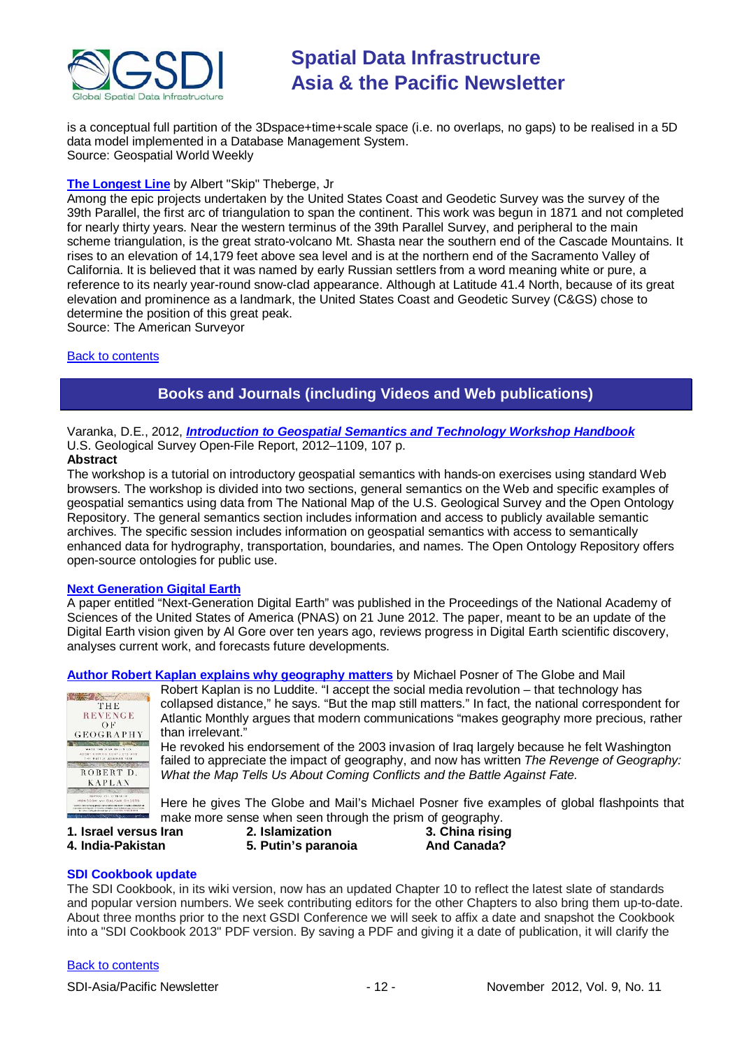is a conceptual full partition of the 3Dspace+time+scale space (i.e. no overlaps, no gaps) to be realised in a 5D data model implemented in a Database Management System.
Source: Geospatial World Weekly

**The Longest Line** by Albert "Skip" Theberge, Jr
Among the epic projects undertaken by the United States Coast and Geodetic Survey was the survey of the 39th Parallel, the first arc of triangulation to span the continent. This work was begun in 1871 and not completed for nearly thirty years. Near the western terminus of the 39th Parallel Survey, and peripheral to the main scheme triangulation, is the great strato-volcano Mt. Shasta near the southern end of the Cascade Mountains. It rises to an elevation of 14,179 feet above sea level and is at the northern end of the Sacramento Valley of California. It is believed that it was named by early Russian settlers from a word meaning white or pure, a reference to its nearly year-round snow-clad appearance. Although at Latitude 41.4 North, because of its great elevation and prominence as a landmark, the United States Coast and Geodetic Survey (C&GS) chose to determine the position of this great peak.
Source: The American Surveyor

Back to contents

## Books and Journals (including Videos and Web publications)

Varanka, D.E., 2012, ***Introduction to Geospatial Semantics and Technology Workshop Handbook***
U.S. Geological Survey Open-File Report, 2012–1109, 107 p.

**Abstract**
The workshop is a tutorial on introductory geospatial semantics with hands-on exercises using standard Web browsers. The workshop is divided into two sections, general semantics on the Web and specific examples of geospatial semantics using data from The National Map of the U.S. Geological Survey and the Open Ontology Repository. The general semantics section includes information and access to publicly available semantic archives. The specific session includes information on geospatial semantics with access to semantically enhanced data for hydrography, transportation, boundaries, and names. The Open Ontology Repository offers open-source ontologies for public use.

**Next Generation Gigital Earth**
A paper entitled "Next-Generation Digital Earth" was published in the Proceedings of the National Academy of Sciences of the United States of America (PNAS) on 21 June 2012. The paper, meant to be an update of the Digital Earth vision given by Al Gore over ten years ago, reviews progress in Digital Earth scientific discovery, analyses current work, and forecasts future developments.

**Author Robert Kaplan explains why geography matters** by Michael Posner of The Globe and Mail
Robert Kaplan is no Luddite. "I accept the social media revolution – that technology has collapsed distance," he says. "But the map still matters." In fact, the national correspondent for Atlantic Monthly argues that modern communications "makes geography more precious, rather than irrelevant."
He revoked his endorsement of the 2003 invasion of Iraq largely because he felt Washington failed to appreciate the impact of geography, and now has written *The Revenge of Geography: What the Map Tells Us About Coming Conflicts and the Battle Against Fate.*

Here he gives The Globe and Mail's Michael Posner five examples of global flashpoints that make more sense when seen through the prism of geography.

**1. Israel versus Iran** | **2. Islamization** | **3. China rising**
**4. India-Pakistan** | **5. Putin's paranoia** | **And Canada?**

**SDI Cookbook update**
The SDI Cookbook, in its wiki version, now has an updated Chapter 10 to reflect the latest slate of standards and popular version numbers. We seek contributing editors for the other Chapters to also bring them up-to-date. About three months prior to the next GSDI Conference we will seek to affix a date and snapshot the Cookbook into a "SDI Cookbook 2013" PDF version. By saving a PDF and giving it a date of publication, it will clarify the

Back to contents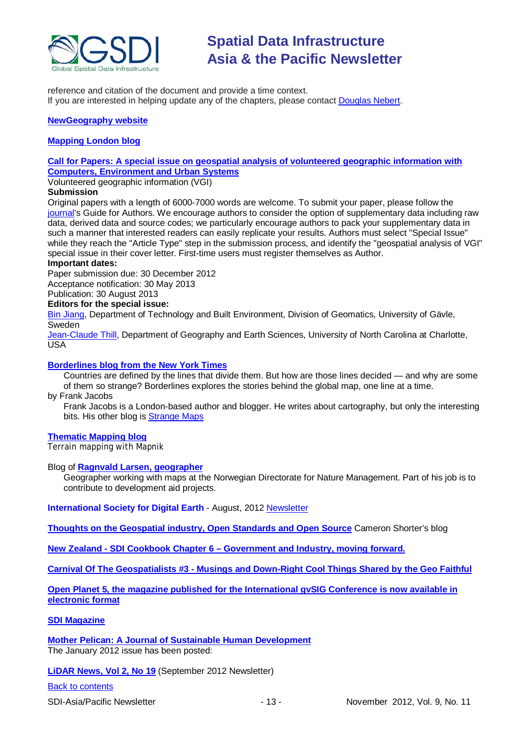reference and citation of the document and provide a time context.
If you are interested in helping update any of the chapters, please contact Douglas Nebert.

**NewGeography website**

**Mapping London blog**

**Call for Papers: A special issue on geospatial analysis of volunteered geographic information with Computers, Environment and Urban Systems**

Volunteered geographic information (VGI)

**Submission**

Original papers with a length of 6000-7000 words are welcome. To submit your paper, please follow the journal's Guide for Authors. We encourage authors to consider the option of supplementary data including raw data, derived data and source codes; we particularly encourage authors to pack your supplementary data in such a manner that interested readers can easily replicate your results. Authors must select "Special Issue" while they reach the "Article Type" step in the submission process, and identify the "geospatial analysis of VGI" special issue in their cover letter. First-time users must register themselves as Author.

**Important dates:**

Paper submission due: 30 December 2012
Acceptance notification: 30 May 2013
Publication: 30 August 2013

**Editors for the special issue:**

Bin Jiang, Department of Technology and Built Environment, Division of Geomatics, University of Gävle, Sweden
Jean-Claude Thill, Department of Geography and Earth Sciences, University of North Carolina at Charlotte, USA

**Borderlines blog from the New York Times**

> Countries are defined by the lines that divide them. But how are those lines decided — and why are some of them so strange? Borderlines explores the stories behind the global map, one line at a time.

by Frank Jacobs

> Frank Jacobs is a London-based author and blogger. He writes about cartography, but only the interesting bits. His other blog is Strange Maps

**Thematic Mapping blog**

Terrain mapping with Mapnik

Blog of **Ragnvald Larsen, geographer**

> Geographer working with maps at the Norwegian Directorate for Nature Management. Part of his job is to contribute to development aid projects.

**International Society for Digital Earth** - August, 2012 Newsletter

**Thoughts on the Geospatial industry, Open Standards and Open Source** Cameron Shorter's blog

**New Zealand - SDI Cookbook Chapter 6 – Government and Industry, moving forward.**

**Carnival Of The Geospatialists #3 - Musings and Down-Right Cool Things Shared by the Geo Faithful**

**Open Planet 5, the magazine published for the International gvSIG Conference is now available in electronic format**

**SDI Magazine**

**Mother Pelican: A Journal of Sustainable Human Development**

The January 2012 issue has been posted:

**LiDAR News, Vol 2, No 19** (September 2012 Newsletter)

Back to contents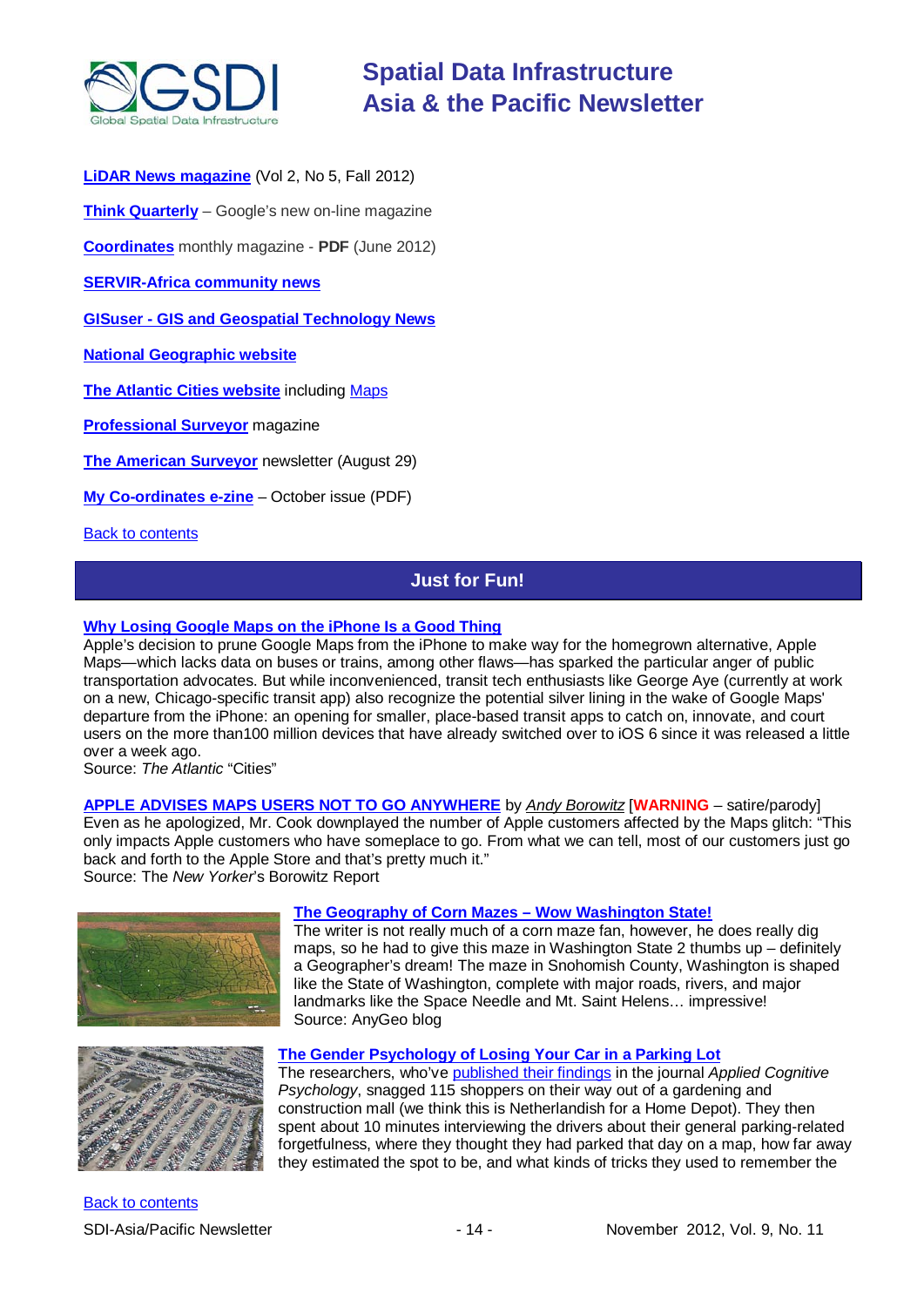**LiDAR News magazine** (Vol 2, No 5, Fall 2012)

**Think Quarterly** – Google's new on-line magazine

**Coordinates** monthly magazine - **PDF** (June 2012)

**SERVIR-Africa community news**

**GISuser - GIS and Geospatial Technology News**

**National Geographic website**

**The Atlantic Cities website** including Maps

**Professional Surveyor** magazine

**The American Surveyor** newsletter (August 29)

**My Co-ordinates e-zine** – October issue (PDF)

Back to contents

## Just for Fun!

**Why Losing Google Maps on the iPhone Is a Good Thing**

Apple's decision to prune Google Maps from the iPhone to make way for the homegrown alternative, Apple Maps—which lacks data on buses or trains, among other flaws—has sparked the particular anger of public transportation advocates. But while inconvenienced, transit tech enthusiasts like George Aye (currently at work on a new, Chicago-specific transit app) also recognize the potential silver lining in the wake of Google Maps' departure from the iPhone: an opening for smaller, place-based transit apps to catch on, innovate, and court users on the more than100 million devices that have already switched over to iOS 6 since it was released a little over a week ago.
Source: *The Atlantic* "Cities"

**APPLE ADVISES MAPS USERS NOT TO GO ANYWHERE** by *Andy Borowitz* [**WARNING** – satire/parody]
Even as he apologized, Mr. Cook downplayed the number of Apple customers affected by the Maps glitch: "This only impacts Apple customers who have someplace to go. From what we can tell, most of our customers just go back and forth to the Apple Store and that's pretty much it."
Source: The *New Yorker*'s Borowitz Report

**The Geography of Corn Mazes – Wow Washington State!**

The writer is not really much of a corn maze fan, however, he does really dig maps, so he had to give this maze in Washington State 2 thumbs up – definitely a Geographer's dream! The maze in Snohomish County, Washington is shaped like the State of Washington, complete with major roads, rivers, and major landmarks like the Space Needle and Mt. Saint Helens… impressive!
Source: AnyGeo blog

**The Gender Psychology of Losing Your Car in a Parking Lot**

The researchers, who've published their findings in the journal *Applied Cognitive Psychology*, snagged 115 shoppers on their way out of a gardening and construction mall (we think this is Netherlandish for a Home Depot). They then spent about 10 minutes interviewing the drivers about their general parking-related forgetfulness, where they thought they had parked that day on a map, how far away they estimated the spot to be, and what kinds of tricks they used to remember the

Back to contents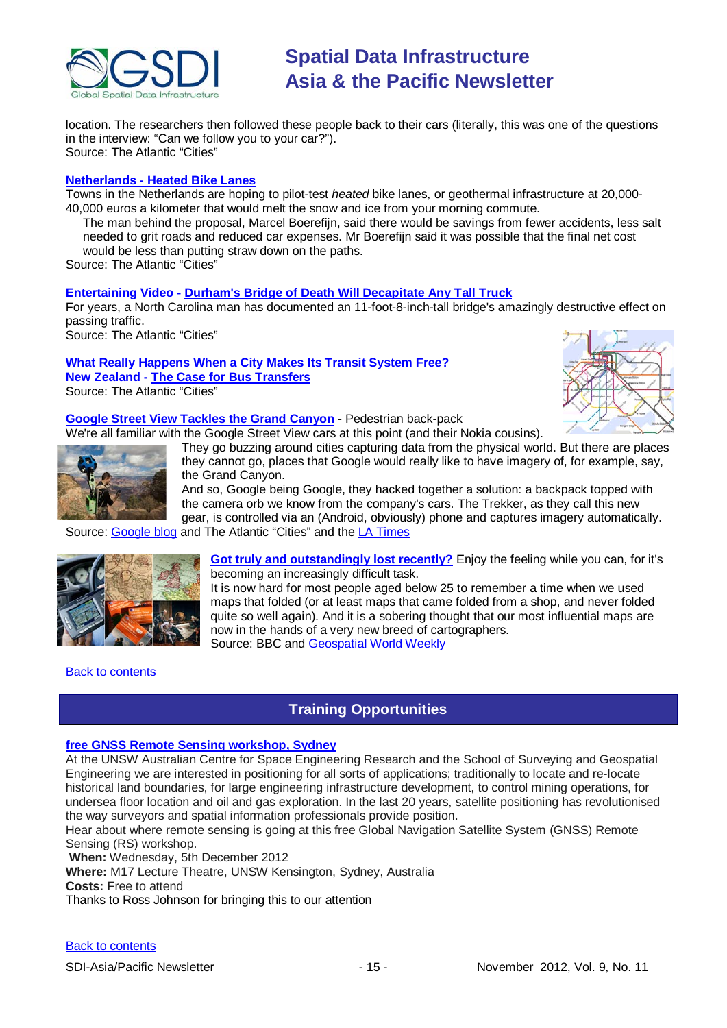location. The researchers then followed these people back to their cars (literally, this was one of the questions in the interview: "Can we follow you to your car?").
Source: The Atlantic "Cities"

**Netherlands - Heated Bike Lanes**
Towns in the Netherlands are hoping to pilot-test *heated* bike lanes, or geothermal infrastructure at 20,000-40,000 euros a kilometer that would melt the snow and ice from your morning commute.

> The man behind the proposal, Marcel Boerefijn, said there would be savings from fewer accidents, less salt needed to grit roads and reduced car expenses. Mr Boerefijn said it was possible that the final net cost would be less than putting straw down on the paths.

Source: The Atlantic "Cities"

**Entertaining Video - Durham's Bridge of Death Will Decapitate Any Tall Truck**
For years, a North Carolina man has documented an 11-foot-8-inch-tall bridge's amazingly destructive effect on passing traffic.
Source: The Atlantic "Cities"

**What Really Happens When a City Makes Its Transit System Free?**
**New Zealand - The Case for Bus Transfers**
Source: The Atlantic "Cities"

**Google Street View Tackles the Grand Canyon** - Pedestrian back-pack
We're all familiar with the Google Street View cars at this point (and their Nokia cousins). They go buzzing around cities capturing data from the physical world. But there are places they cannot go, places that Google would really like to have imagery of, for example, say, the Grand Canyon.
And so, Google being Google, they hacked together a solution: a backpack topped with the camera orb we know from the company's cars. The Trekker, as they call this new gear, is controlled via an (Android, obviously) phone and captures imagery automatically.
Source: Google blog and The Atlantic "Cities" and the LA Times

**Got truly and outstandingly lost recently?** Enjoy the feeling while you can, for it's becoming an increasingly difficult task.
It is now hard for most people aged below 25 to remember a time when we used maps that folded (or at least maps that came folded from a shop, and never folded quite so well again). And it is a sobering thought that our most influential maps are now in the hands of a very new breed of cartographers.
Source: BBC and Geospatial World Weekly

Back to contents

## Training Opportunities

**free GNSS Remote Sensing workshop, Sydney**
At the UNSW Australian Centre for Space Engineering Research and the School of Surveying and Geospatial Engineering we are interested in positioning for all sorts of applications; traditionally to locate and re-locate historical land boundaries, for large engineering infrastructure development, to control mining operations, for undersea floor location and oil and gas exploration. In the last 20 years, satellite positioning has revolutionised the way surveyors and spatial information professionals provide position.
Hear about where remote sensing is going at this free Global Navigation Satellite System (GNSS) Remote Sensing (RS) workshop.
**When:** Wednesday, 5th December 2012
**Where:** M17 Lecture Theatre, UNSW Kensington, Sydney, Australia
**Costs:** Free to attend
Thanks to Ross Johnson for bringing this to our attention

Back to contents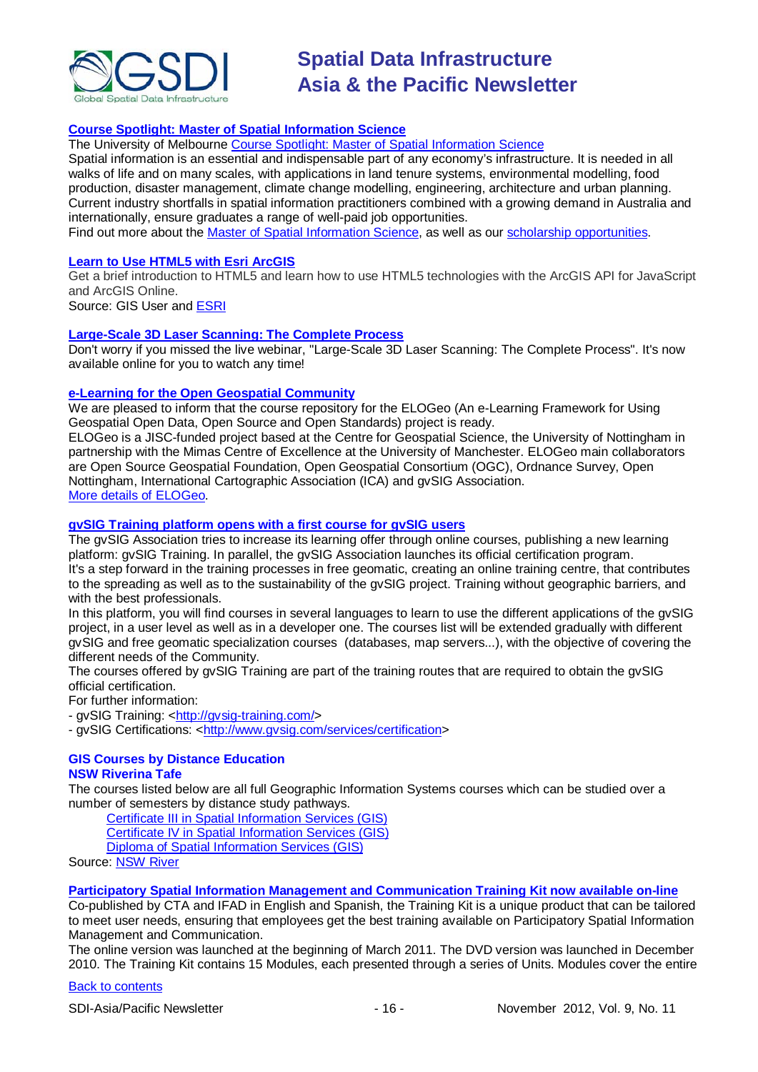**Course Spotlight: Master of Spatial Information Science**

The University of Melbourne Course Spotlight: Master of Spatial Information Science

Spatial information is an essential and indispensable part of any economy's infrastructure. It is needed in all walks of life and on many scales, with applications in land tenure systems, environmental modelling, food production, disaster management, climate change modelling, engineering, architecture and urban planning. Current industry shortfalls in spatial information practitioners combined with a growing demand in Australia and internationally, ensure graduates a range of well-paid job opportunities.

Find out more about the Master of Spatial Information Science, as well as our scholarship opportunities.

**Learn to Use HTML5 with Esri ArcGIS**

Get a brief introduction to HTML5 and learn how to use HTML5 technologies with the ArcGIS API for JavaScript and ArcGIS Online.

Source: GIS User and ESRI

**Large-Scale 3D Laser Scanning: The Complete Process**

Don't worry if you missed the live webinar, "Large-Scale 3D Laser Scanning: The Complete Process". It's now available online for you to watch any time!

**e-Learning for the Open Geospatial Community**

We are pleased to inform that the course repository for the ELOGeo (An e-Learning Framework for Using Geospatial Open Data, Open Source and Open Standards) project is ready.

ELOGeo is a JISC-funded project based at the Centre for Geospatial Science, the University of Nottingham in partnership with the Mimas Centre of Excellence at the University of Manchester. ELOGeo main collaborators are Open Source Geospatial Foundation, Open Geospatial Consortium (OGC), Ordnance Survey, Open Nottingham, International Cartographic Association (ICA) and gvSIG Association.

More details of ELOGeo.

**gvSIG Training platform opens with a first course for gvSIG users**

The gvSIG Association tries to increase its learning offer through online courses, publishing a new learning platform: gvSIG Training. In parallel, the gvSIG Association launches its official certification program.

It's a step forward in the training processes in free geomatic, creating an online training centre, that contributes to the spreading as well as to the sustainability of the gvSIG project. Training without geographic barriers, and with the best professionals.

In this platform, you will find courses in several languages to learn to use the different applications of the gvSIG project, in a user level as well as in a developer one. The courses list will be extended gradually with different gvSIG and free geomatic specialization courses (databases, map servers...), with the objective of covering the different needs of the Community.

The courses offered by gvSIG Training are part of the training routes that are required to obtain the gvSIG official certification.

For further information:

- gvSIG Training: <http://gvsig-training.com/>
- gvSIG Certifications: <http://www.gvsig.com/services/certification>

**GIS Courses by Distance Education**
**NSW Riverina Tafe**

The courses listed below are all full Geographic Information Systems courses which can be studied over a number of semesters by distance study pathways.

- Certificate III in Spatial Information Services (GIS)
- Certificate IV in Spatial Information Services (GIS)
- Diploma of Spatial Information Services (GIS)

Source: NSW River

**Participatory Spatial Information Management and Communication Training Kit now available on-line**

Co-published by CTA and IFAD in English and Spanish, the Training Kit is a unique product that can be tailored to meet user needs, ensuring that employees get the best training available on Participatory Spatial Information Management and Communication.

The online version was launched at the beginning of March 2011. The DVD version was launched in December 2010. The Training Kit contains 15 Modules, each presented through a series of Units. Modules cover the entire

Back to contents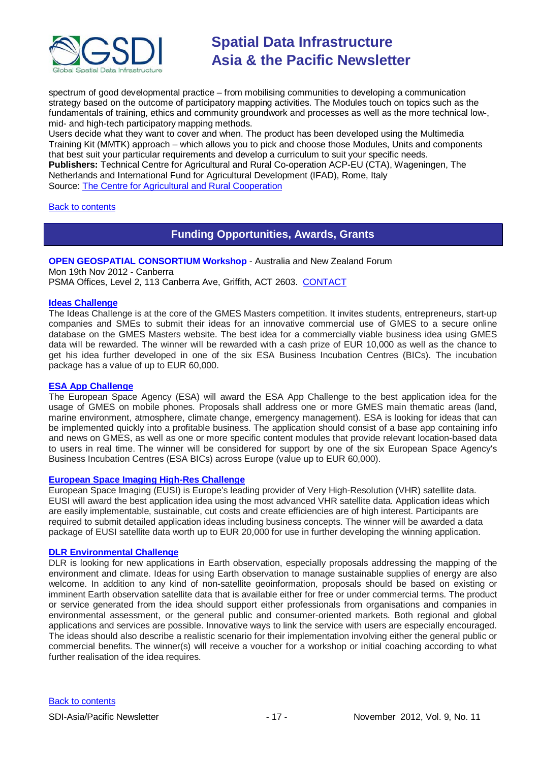spectrum of good developmental practice – from mobilising communities to developing a communication strategy based on the outcome of participatory mapping activities. The Modules touch on topics such as the fundamentals of training, ethics and community groundwork and processes as well as the more technical low-, mid- and high-tech participatory mapping methods.
Users decide what they want to cover and when. The product has been developed using the Multimedia Training Kit (MMTK) approach – which allows you to pick and choose those Modules, Units and components that best suit your particular requirements and develop a curriculum to suit your specific needs.
**Publishers:** Technical Centre for Agricultural and Rural Co-operation ACP-EU (CTA), Wageningen, The Netherlands and International Fund for Agricultural Development (IFAD), Rome, Italy
Source: The Centre for Agricultural and Rural Cooperation

Back to contents

## Funding Opportunities, Awards, Grants

**OPEN GEOSPATIAL CONSORTIUM Workshop** - Australia and New Zealand Forum
Mon 19th Nov 2012 - Canberra
PSMA Offices, Level 2, 113 Canberra Ave, Griffith, ACT 2603. CONTACT

### Ideas Challenge

The Ideas Challenge is at the core of the GMES Masters competition. It invites students, entrepreneurs, start-up companies and SMEs to submit their ideas for an innovative commercial use of GMES to a secure online database on the GMES Masters website. The best idea for a commercially viable business idea using GMES data will be rewarded. The winner will be rewarded with a cash prize of EUR 10,000 as well as the chance to get his idea further developed in one of the six ESA Business Incubation Centres (BICs). The incubation package has a value of up to EUR 60,000.

### ESA App Challenge

The European Space Agency (ESA) will award the ESA App Challenge to the best application idea for the usage of GMES on mobile phones. Proposals shall address one or more GMES main thematic areas (land, marine environment, atmosphere, climate change, emergency management). ESA is looking for ideas that can be implemented quickly into a profitable business. The application should consist of a base app containing info and news on GMES, as well as one or more specific content modules that provide relevant location-based data to users in real time. The winner will be considered for support by one of the six European Space Agency's Business Incubation Centres (ESA BICs) across Europe (value up to EUR 60,000).

### European Space Imaging High-Res Challenge

European Space Imaging (EUSI) is Europe's leading provider of Very High-Resolution (VHR) satellite data. EUSI will award the best application idea using the most advanced VHR satellite data. Application ideas which are easily implementable, sustainable, cut costs and create efficiencies are of high interest. Participants are required to submit detailed application ideas including business concepts. The winner will be awarded a data package of EUSI satellite data worth up to EUR 20,000 for use in further developing the winning application.

### DLR Environmental Challenge

DLR is looking for new applications in Earth observation, especially proposals addressing the mapping of the environment and climate. Ideas for using Earth observation to manage sustainable supplies of energy are also welcome. In addition to any kind of non-satellite geoinformation, proposals should be based on existing or imminent Earth observation satellite data that is available either for free or under commercial terms. The product or service generated from the idea should support either professionals from organisations and companies in environmental assessment, or the general public and consumer-oriented markets. Both regional and global applications and services are possible. Innovative ways to link the service with users are especially encouraged. The ideas should also describe a realistic scenario for their implementation involving either the general public or commercial benefits. The winner(s) will receive a voucher for a workshop or initial coaching according to what further realisation of the idea requires.

Back to contents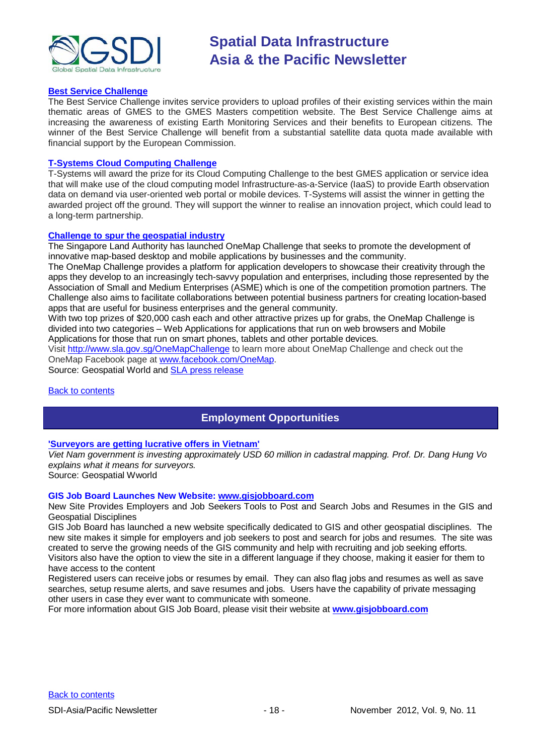**Best Service Challenge**

The Best Service Challenge invites service providers to upload profiles of their existing services within the main thematic areas of GMES to the GMES Masters competition website. The Best Service Challenge aims at increasing the awareness of existing Earth Monitoring Services and their benefits to European citizens. The winner of the Best Service Challenge will benefit from a substantial satellite data quota made available with financial support by the European Commission.

**T-Systems Cloud Computing Challenge**

T-Systems will award the prize for its Cloud Computing Challenge to the best GMES application or service idea that will make use of the cloud computing model Infrastructure-as-a-Service (IaaS) to provide Earth observation data on demand via user-oriented web portal or mobile devices. T-Systems will assist the winner in getting the awarded project off the ground. They will support the winner to realise an innovation project, which could lead to a long-term partnership.

**Challenge to spur the geospatial industry**

The Singapore Land Authority has launched OneMap Challenge that seeks to promote the development of innovative map-based desktop and mobile applications by businesses and the community.

The OneMap Challenge provides a platform for application developers to showcase their creativity through the apps they develop to an increasingly tech-savvy population and enterprises, including those represented by the Association of Small and Medium Enterprises (ASME) which is one of the competition promotion partners. The Challenge also aims to facilitate collaborations between potential business partners for creating location-based apps that are useful for business enterprises and the general community.

With two top prizes of $20,000 cash each and other attractive prizes up for grabs, the OneMap Challenge is divided into two categories – Web Applications for applications that run on web browsers and Mobile Applications for those that run on smart phones, tablets and other portable devices.

Visit http://www.sla.gov.sg/OneMapChallenge to learn more about OneMap Challenge and check out the OneMap Facebook page at www.facebook.com/OneMap.

Source: Geospatial World and SLA press release

Back to contents

## Employment Opportunities

**'Surveyors are getting lucrative offers in Vietnam'**

*Viet Nam government is investing approximately USD 60 million in cadastral mapping. Prof. Dr. Dang Hung Vo explains what it means for surveyors.*

Source: Geospatial Wworld

**GIS Job Board Launches New Website: www.gisjobboard.com**

New Site Provides Employers and Job Seekers Tools to Post and Search Jobs and Resumes in the GIS and Geospatial Disciplines

GIS Job Board has launched a new website specifically dedicated to GIS and other geospatial disciplines. The new site makes it simple for employers and job seekers to post and search for jobs and resumes. The site was created to serve the growing needs of the GIS community and help with recruiting and job seeking efforts.

Visitors also have the option to view the site in a different language if they choose, making it easier for them to have access to the content

Registered users can receive jobs or resumes by email. They can also flag jobs and resumes as well as save searches, setup resume alerts, and save resumes and jobs. Users have the capability of private messaging other users in case they ever want to communicate with someone.

For more information about GIS Job Board, please visit their website at **www.gisjobboard.com**

Back to contents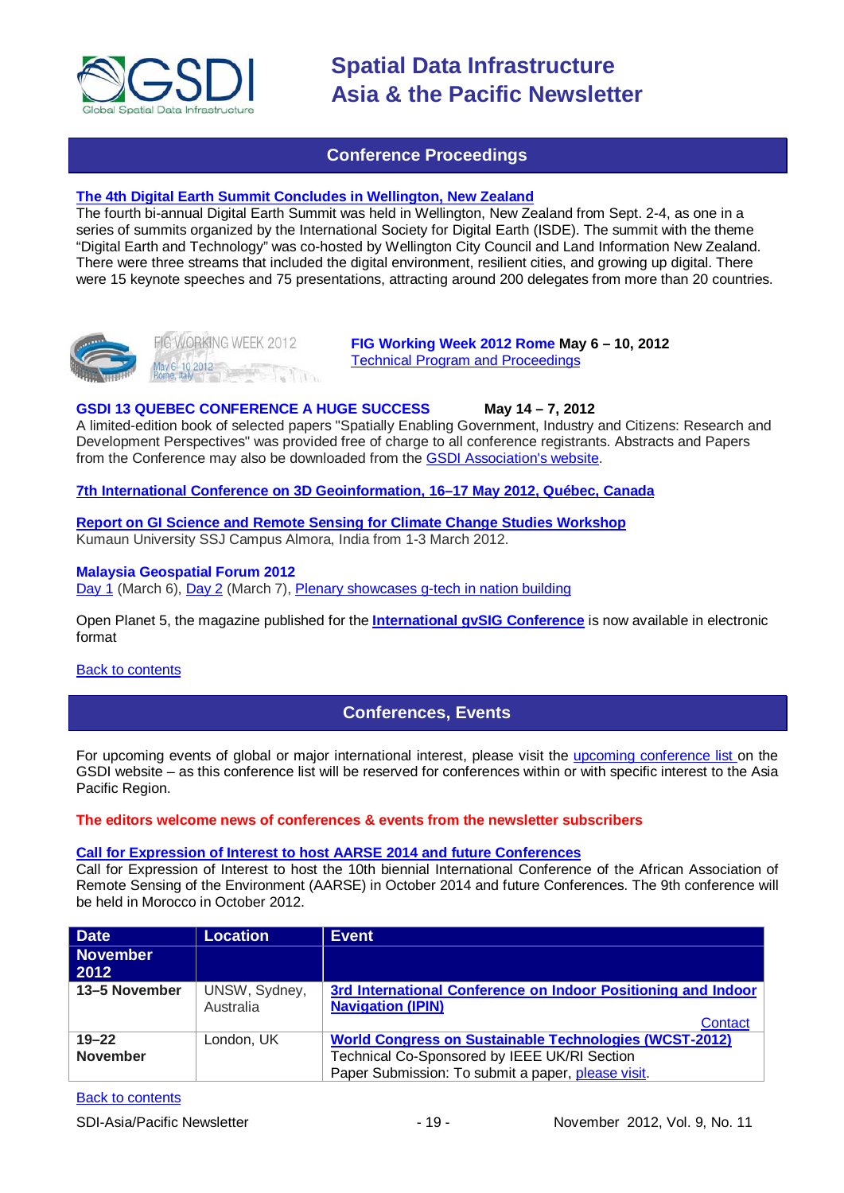## Conference Proceedings

**The 4th Digital Earth Summit Concludes in Wellington, New Zealand**

The fourth bi-annual Digital Earth Summit was held in Wellington, New Zealand from Sept. 2-4, as one in a series of summits organized by the International Society for Digital Earth (ISDE). The summit with the theme "Digital Earth and Technology" was co-hosted by Wellington City Council and Land Information New Zealand. There were three streams that included the digital environment, resilient cities, and growing up digital. There were 15 keynote speeches and 75 presentations, attracting around 200 delegates from more than 20 countries.

FIG WORKING WEEK 2012
May 6–10 2012
Rome, Italy

**FIG Working Week 2012 Rome May 6 – 10, 2012**
Technical Program and Proceedings

**GSDI 13 QUEBEC CONFERENCE A HUGE SUCCESS May 14 – 7, 2012**

A limited-edition book of selected papers "Spatially Enabling Government, Industry and Citizens: Research and Development Perspectives" was provided free of charge to all conference registrants. Abstracts and Papers from the Conference may also be downloaded from the GSDI Association's website.

**7th International Conference on 3D Geoinformation, 16–17 May 2012, Québec, Canada**

**Report on GI Science and Remote Sensing for Climate Change Studies Workshop**
Kumaun University SSJ Campus Almora, India from 1-3 March 2012.

**Malaysia Geospatial Forum 2012**
Day 1 (March 6), Day 2 (March 7), Plenary showcases g-tech in nation building

Open Planet 5, the magazine published for the **International gvSIG Conference** is now available in electronic format

Back to contents

## Conferences, Events

For upcoming events of global or major international interest, please visit the upcoming conference list on the GSDI website – as this conference list will be reserved for conferences within or with specific interest to the Asia Pacific Region.

**The editors welcome news of conferences & events from the newsletter subscribers**

**Call for Expression of Interest to host AARSE 2014 and future Conferences**

Call for Expression of Interest to host the 10th biennial International Conference of the African Association of Remote Sensing of the Environment (AARSE) in October 2014 and future Conferences. The 9th conference will be held in Morocco in October 2012.

| Date | Location | Event |
|---|---|---|
| **November 2012** | | |
| **13–5 November** | UNSW, Sydney, Australia | **3rd International Conference on Indoor Positioning and Indoor Navigation (IPIN)** Contact |
| **19–22 November** | London, UK | **World Congress on Sustainable Technologies (WCST-2012)** Technical Co-Sponsored by IEEE UK/RI Section Paper Submission: To submit a paper, please visit. |

Back to contents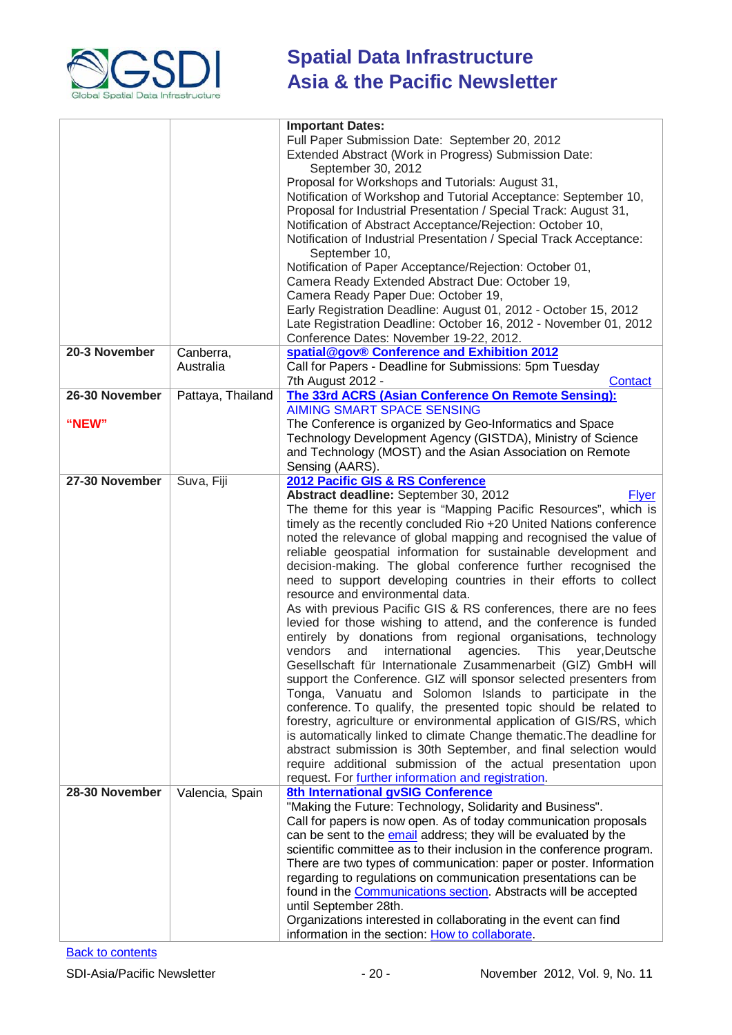| | | |
|---|---|---|
| | | **Important Dates:**<br>Full Paper Submission Date: September 20, 2012<br>Extended Abstract (Work in Progress) Submission Date: September 30, 2012<br>Proposal for Workshops and Tutorials: August 31,<br>Notification of Workshop and Tutorial Acceptance: September 10,<br>Proposal for Industrial Presentation / Special Track: August 31,<br>Notification of Abstract Acceptance/Rejection: October 10,<br>Notification of Industrial Presentation / Special Track Acceptance: September 10,<br>Notification of Paper Acceptance/Rejection: October 01,<br>Camera Ready Extended Abstract Due: October 19,<br>Camera Ready Paper Due: October 19,<br>Early Registration Deadline: August 01, 2012 - October 15, 2012<br>Late Registration Deadline: October 16, 2012 - November 01, 2012<br>Conference Dates: November 19-22, 2012. |
| **20-3 November** | Canberra, Australia | **spatial@gov® Conference and Exhibition 2012**<br>Call for Papers - Deadline for Submissions: 5pm Tuesday 7th August 2012 - Contact |
| **26-30 November**<br><br>**"NEW"** | Pattaya, Thailand | **The 33rd ACRS (Asian Conference On Remote Sensing):**<br>AIMING SMART SPACE SENSING<br>The Conference is organized by Geo-Informatics and Space Technology Development Agency (GISTDA), Ministry of Science and Technology (MOST) and the Asian Association on Remote Sensing (AARS). |
| **27-30 November** | Suva, Fiji | **2012 Pacific GIS & RS Conference**<br>**Abstract deadline:** September 30, 2012 Flyer<br>The theme for this year is "Mapping Pacific Resources", which is timely as the recently concluded Rio +20 United Nations conference noted the relevance of global mapping and recognised the value of reliable geospatial information for sustainable development and decision-making. The global conference further recognised the need to support developing countries in their efforts to collect resource and environmental data.<br>As with previous Pacific GIS & RS conferences, there are no fees levied for those wishing to attend, and the conference is funded entirely by donations from regional organisations, technology vendors and international agencies. This year,Deutsche Gesellschaft für Internationale Zusammenarbeit (GIZ) GmbH will support the Conference. GIZ will sponsor selected presenters from Tonga, Vanuatu and Solomon Islands to participate in the conference. To qualify, the presented topic should be related to forestry, agriculture or environmental application of GIS/RS, which is automatically linked to climate Change thematic.The deadline for abstract submission is 30th September, and final selection would require additional submission of the actual presentation upon request. For further information and registration. |
| **28-30 November** | Valencia, Spain | **8th International gvSIG Conference**<br>"Making the Future: Technology, Solidarity and Business".<br>Call for papers is now open. As of today communication proposals can be sent to the email address; they will be evaluated by the scientific committee as to their inclusion in the conference program. There are two types of communication: paper or poster. Information regarding to regulations on communication presentations can be found in the Communications section. Abstracts will be accepted until September 28th.<br>Organizations interested in collaborating in the event can find information in the section: How to collaborate. |

Back to contents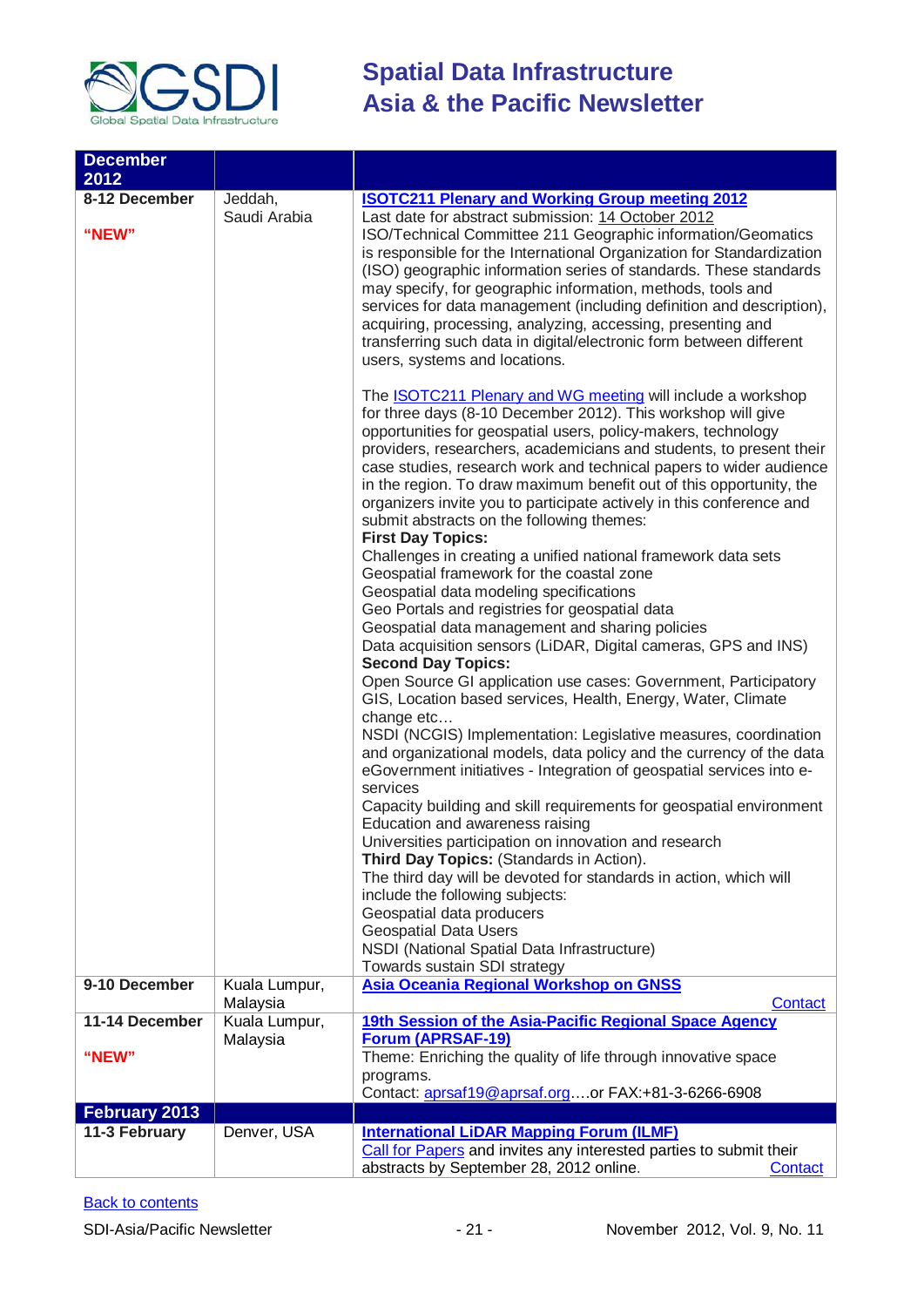| December 2012 | | |
|---|---|---|
| 8-12 December<br><br>**"NEW"** | Jeddah, Saudi Arabia | **ISOTC211 Plenary and Working Group meeting 2012**<br>Last date for abstract submission: 14 October 2012<br>ISO/Technical Committee 211 Geographic information/Geomatics is responsible for the International Organization for Standardization (ISO) geographic information series of standards. These standards may specify, for geographic information, methods, tools and services for data management (including definition and description), acquiring, processing, analyzing, accessing, presenting and transferring such data in digital/electronic form between different users, systems and locations.<br><br>The ISOTC211 Plenary and WG meeting will include a workshop for three days (8-10 December 2012). This workshop will give opportunities for geospatial users, policy-makers, technology providers, researchers, academicians and students, to present their case studies, research work and technical papers to wider audience in the region. To draw maximum benefit out of this opportunity, the organizers invite you to participate actively in this conference and submit abstracts on the following themes:<br>**First Day Topics:**<br>Challenges in creating a unified national framework data sets<br>Geospatial framework for the coastal zone<br>Geospatial data modeling specifications<br>Geo Portals and registries for geospatial data<br>Geospatial data management and sharing policies<br>Data acquisition sensors (LiDAR, Digital cameras, GPS and INS)<br>**Second Day Topics:**<br>Open Source GI application use cases: Government, Participatory GIS, Location based services, Health, Energy, Water, Climate change etc…<br>NSDI (NCGIS) Implementation: Legislative measures, coordination and organizational models, data policy and the currency of the data<br>eGovernment initiatives - Integration of geospatial services into e-services<br>Capacity building and skill requirements for geospatial environment<br>Education and awareness raising<br>Universities participation on innovation and research<br>**Third Day Topics:** (Standards in Action).<br>The third day will be devoted for standards in action, which will include the following subjects:<br>Geospatial data producers<br>Geospatial Data Users<br>NSDI (National Spatial Data Infrastructure)<br>Towards sustain SDI strategy |
| 9-10 December | Kuala Lumpur, Malaysia | **Asia Oceania Regional Workshop on GNSS**<br>Contact |
| 11-14 December<br><br>**"NEW"** | Kuala Lumpur, Malaysia | **19th Session of the Asia-Pacific Regional Space Agency Forum (APRSAF-19)**<br>Theme: Enriching the quality of life through innovative space programs.<br>Contact: aprsaf19@aprsaf.org….or FAX:+81-3-6266-6908 |
| **February 2013** | | |
| 11-3 February | Denver, USA | **International LiDAR Mapping Forum (ILMF)**<br>Call for Papers and invites any interested parties to submit their abstracts by September 28, 2012 online. Contact |

Back to contents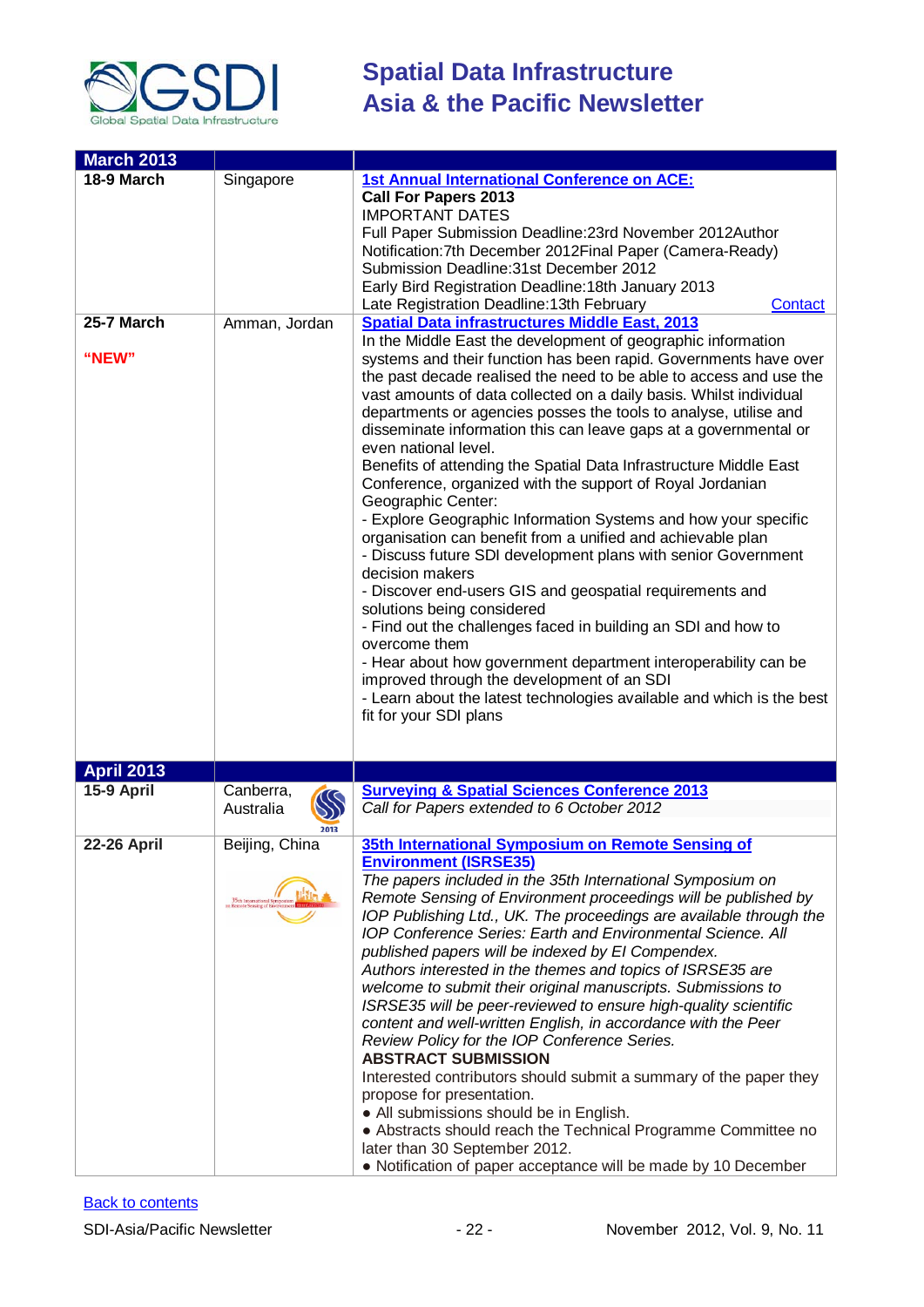| March 2013 | | |
|---|---|---|
| **18-9 March** | Singapore | **1st Annual International Conference on ACE:**<br>**Call For Papers 2013**<br>IMPORTANT DATES<br>Full Paper Submission Deadline:23rd November 2012Author Notification:7th December 2012Final Paper (Camera-Ready) Submission Deadline:31st December 2012<br>Early Bird Registration Deadline:18th January 2013<br>Late Registration Deadline:13th February Contact |
| **25-7 March**<br><br>**"NEW"** | Amman, Jordan | **Spatial Data infrastructures Middle East, 2013**<br>In the Middle East the development of geographic information systems and their function has been rapid. Governments have over the past decade realised the need to be able to access and use the vast amounts of data collected on a daily basis. Whilst individual departments or agencies posses the tools to analyse, utilise and disseminate information this can leave gaps at a governmental or even national level.<br>Benefits of attending the Spatial Data Infrastructure Middle East Conference, organized with the support of Royal Jordanian Geographic Center:<br>- Explore Geographic Information Systems and how your specific organisation can benefit from a unified and achievable plan<br>- Discuss future SDI development plans with senior Government decision makers<br>- Discover end-users GIS and geospatial requirements and solutions being considered<br>- Find out the challenges faced in building an SDI and how to overcome them<br>- Hear about how government department interoperability can be improved through the development of an SDI<br>- Learn about the latest technologies available and which is the best fit for your SDI plans |
| **April 2013** | | |
| **15-9 April** | Canberra, Australia | **Surveying & Spatial Sciences Conference 2013**<br>*Call for Papers extended to 6 October 2012* |
| **22-26 April** | Beijing, China | **35th International Symposium on Remote Sensing of Environment (ISRSE35)**<br>*The papers included in the 35th International Symposium on Remote Sensing of Environment proceedings will be published by IOP Publishing Ltd., UK. The proceedings are available through the IOP Conference Series: Earth and Environmental Science. All published papers will be indexed by EI Compendex.*<br>*Authors interested in the themes and topics of ISRSE35 are welcome to submit their original manuscripts. Submissions to ISRSE35 will be peer-reviewed to ensure high-quality scientific content and well-written English, in accordance with the Peer Review Policy for the IOP Conference Series.*<br>**ABSTRACT SUBMISSION**<br>Interested contributors should submit a summary of the paper they propose for presentation.<br>● All submissions should be in English.<br>● Abstracts should reach the Technical Programme Committee no later than 30 September 2012.<br>● Notification of paper acceptance will be made by 10 December |

Back to contents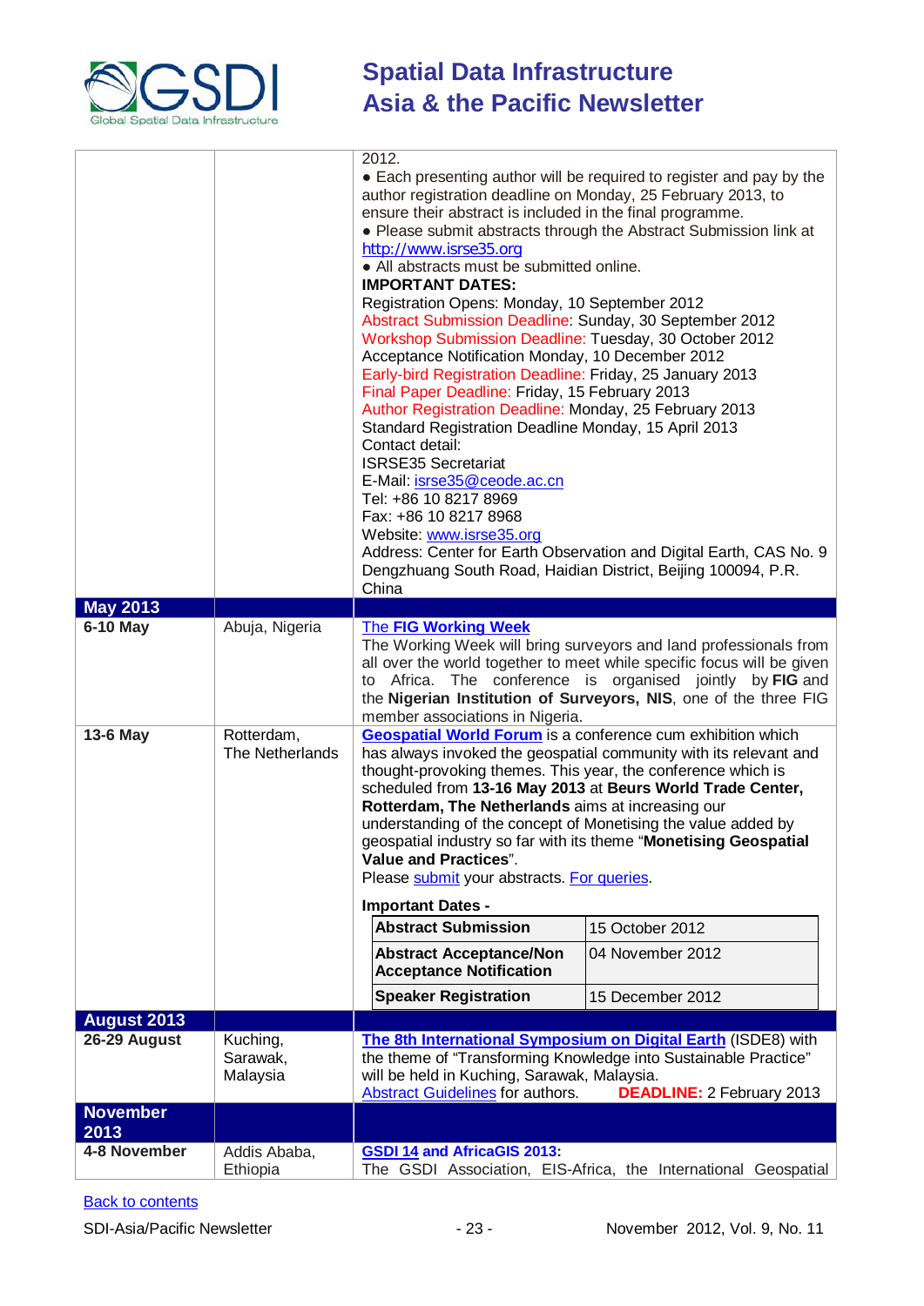| | | |
|---|---|---|
| | | 2012.<br>● Each presenting author will be required to register and pay by the author registration deadline on Monday, 25 February 2013, to ensure their abstract is included in the final programme.<br>● Please submit abstracts through the Abstract Submission link at http://www.isrse35.org<br>● All abstracts must be submitted online.<br>**IMPORTANT DATES:**<br>Registration Opens: Monday, 10 September 2012<br>Abstract Submission Deadline: Sunday, 30 September 2012<br>Workshop Submission Deadline: Tuesday, 30 October 2012<br>Acceptance Notification Monday, 10 December 2012<br>Early-bird Registration Deadline: Friday, 25 January 2013<br>Final Paper Deadline: Friday, 15 February 2013<br>Author Registration Deadline: Monday, 25 February 2013<br>Standard Registration Deadline Monday, 15 April 2013<br>Contact detail:<br>ISRSE35 Secretariat<br>E-Mail: isrse35@ceode.ac.cn<br>Tel: +86 10 8217 8969<br>Fax: +86 10 8217 8968<br>Website: www.isrse35.org<br>Address: Center for Earth Observation and Digital Earth, CAS No. 9 Dengzhuang South Road, Haidian District, Beijing 100094, P.R. China |
| **May 2013** | | |
| **6-10 May** | Abuja, Nigeria | The **FIG Working Week**<br>The Working Week will bring surveyors and land professionals from all over the world together to meet while specific focus will be given to Africa. The conference is organised jointly by **FIG** and the **Nigerian Institution of Surveyors, NIS**, one of the three FIG member associations in Nigeria. |
| **13-6 May** | Rotterdam, The Netherlands | **Geospatial World Forum** is a conference cum exhibition which has always invoked the geospatial community with its relevant and thought-provoking themes. This year, the conference which is scheduled from **13-16 May 2013** at **Beurs World Trade Center, Rotterdam, The Netherlands** aims at increasing our understanding of the concept of Monetising the value added by geospatial industry so far with its theme "**Monetising Geospatial Value and Practices**".<br>Please submit your abstracts. For queries.<br>**Important Dates -**<br>**Abstract Submission**: 15 October 2012<br>**Abstract Acceptance/Non Acceptance Notification**: 04 November 2012<br>**Speaker Registration**: 15 December 2012 |
| **August 2013** | | |
| **26-29 August** | Kuching, Sarawak, Malaysia | **The 8th International Symposium on Digital Earth** (ISDE8) with the theme of "Transforming Knowledge into Sustainable Practice" will be held in Kuching, Sarawak, Malaysia.<br>Abstract Guidelines for authors. **DEADLINE:** 2 February 2013 |
| **November 2013** | | |
| **4-8 November** | Addis Ababa, Ethiopia | **GSDI 14 and AfricaGIS 2013:**<br>The GSDI Association, EIS-Africa, the International Geospatial |

Back to contents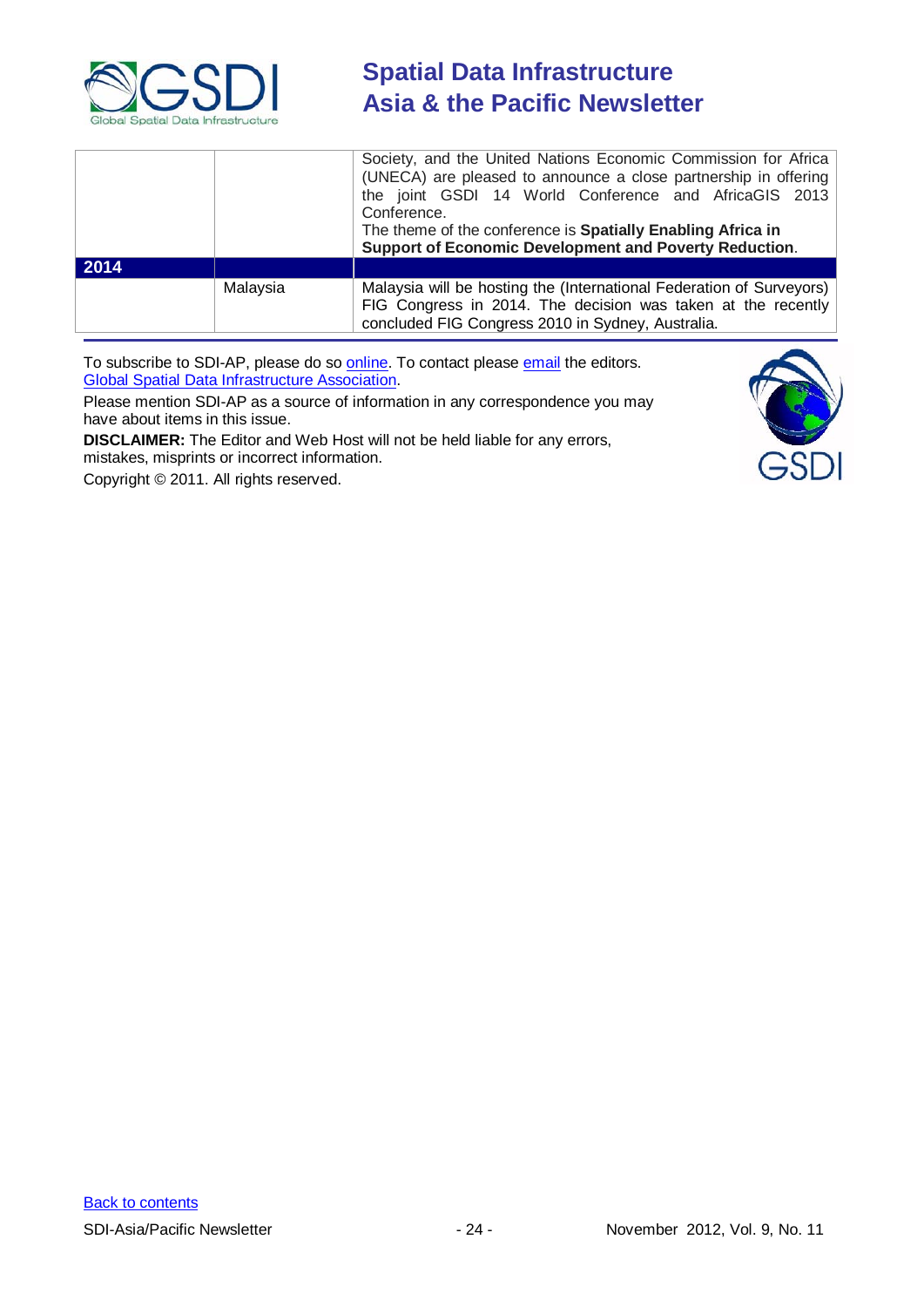| | | |
|---|---|---|
| | | Society, and the United Nations Economic Commission for Africa (UNECA) are pleased to announce a close partnership in offering the joint GSDI 14 World Conference and AfricaGIS 2013 Conference. The theme of the conference is **Spatially Enabling Africa in Support of Economic Development and Poverty Reduction**. |
| **2014** | | |
| | Malaysia | Malaysia will be hosting the (International Federation of Surveyors) FIG Congress in 2014. The decision was taken at the recently concluded FIG Congress 2010 in Sydney, Australia. |

To subscribe to SDI-AP, please do so online. To contact please email the editors.
Global Spatial Data Infrastructure Association.

Please mention SDI-AP as a source of information in any correspondence you may have about items in this issue.

**DISCLAIMER:** The Editor and Web Host will not be held liable for any errors, mistakes, misprints or incorrect information.

Copyright © 2011. All rights reserved.

Back to contents